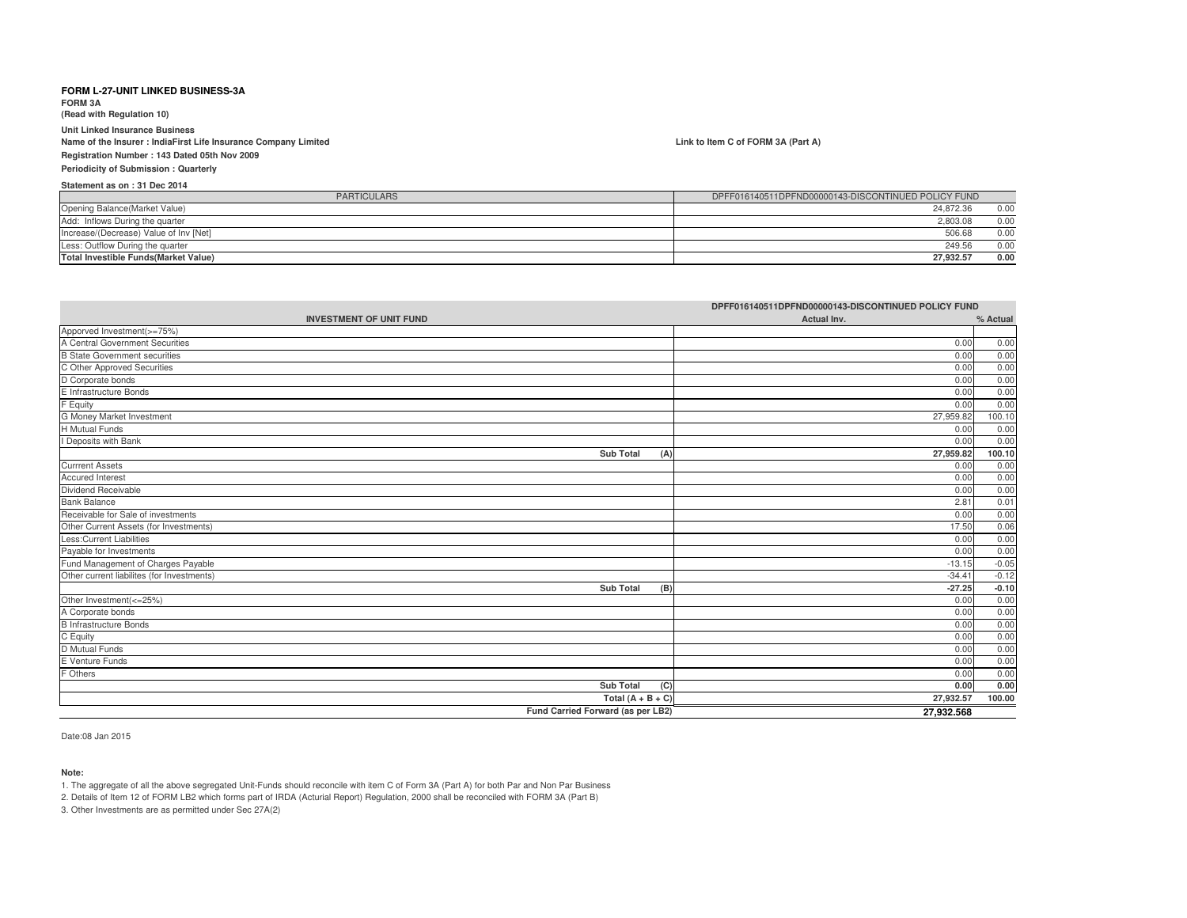**FORM L-27-UNIT LINKED BUSINESS-3A**

**FORM 3A**

**(Read with Regulation 10)**

**Unit Linked Insurance Business**

**Name of the Insurer : IndiaFirst Life Insurance Company Limited**

**Link to Item C of FORM 3A (Part A)**

**Registration Number : 143 Dated 05th Nov 2009**

**Periodicity of Submission : Quarterly**

**Statement as on : 31 Dec 2014**

| PARTICULARS | DPFF016140511DPFND00000143-DISCONTINUED POLICY FUND | |
|---|---|---|
| Opening Balance(Market Value) | 24,872.36 | 0.00 |
| Add: Inflows During the quarter | 2,803.08 | 0.00 |
| Increase/(Decrease) Value of Inv [Net] | 506.68 | 0.00 |
| Less: Outflow During the quarter | 249.56 | 0.00 |
| **Total Investible Funds(Market Value)** | **27,932.57** | **0.00** |

| | DPFF016140511DPFND00000143-DISCONTINUED POLICY FUND | |
|---|---|---|
| **INVESTMENT OF UNIT FUND** | **Actual Inv.** | **% Actual** |
| Apporved Investment(>=75%) | | |
| A Central Government Securities | 0.00 | 0.00 |
| B State Government securities | 0.00 | 0.00 |
| C Other Approved Securities | 0.00 | 0.00 |
| D Corporate bonds | 0.00 | 0.00 |
| E Infrastructure Bonds | 0.00 | 0.00 |
| F Equity | 0.00 | 0.00 |
| G Money Market Investment | 27,959.82 | 100.10 |
| H Mutual Funds | 0.00 | 0.00 |
| I Deposits with Bank | 0.00 | 0.00 |
| **Sub Total (A)** | **27,959.82** | **100.10** |
| Currrent Assets | 0.00 | 0.00 |
| Accured Interest | 0.00 | 0.00 |
| Dividend Receivable | 0.00 | 0.00 |
| Bank Balance | 2.81 | 0.01 |
| Receivable for Sale of investments | 0.00 | 0.00 |
| Other Current Assets (for Investments) | 17.50 | 0.06 |
| Less:Current Liabilities | 0.00 | 0.00 |
| Payable for Investments | 0.00 | 0.00 |
| Fund Management of Charges Payable | -13.15 | -0.05 |
| Other current liabilites (for Investments) | -34.41 | -0.12 |
| **Sub Total (B)** | **-27.25** | **-0.10** |
| Other Investment(<=25%) | 0.00 | 0.00 |
| A Corporate bonds | 0.00 | 0.00 |
| B Infrastructure Bonds | 0.00 | 0.00 |
| C Equity | 0.00 | 0.00 |
| D Mutual Funds | 0.00 | 0.00 |
| E Venture Funds | 0.00 | 0.00 |
| F Others | 0.00 | 0.00 |
| **Sub Total (C)** | **0.00** | **0.00** |
| **Total (A + B + C)** | **27,932.57** | **100.00** |
| **Fund Carried Forward (as per LB2)** | **27,932.568** | |

Date:08 Jan 2015

**Note:**

1. The aggregate of all the above segregated Unit-Funds should reconcile with item C of Form 3A (Part A) for both Par and Non Par Business
2. Details of Item 12 of FORM LB2 which forms part of IRDA (Acturial Report) Regulation, 2000 shall be reconciled with FORM 3A (Part B)
3. Other Investments are as permitted under Sec 27A(2)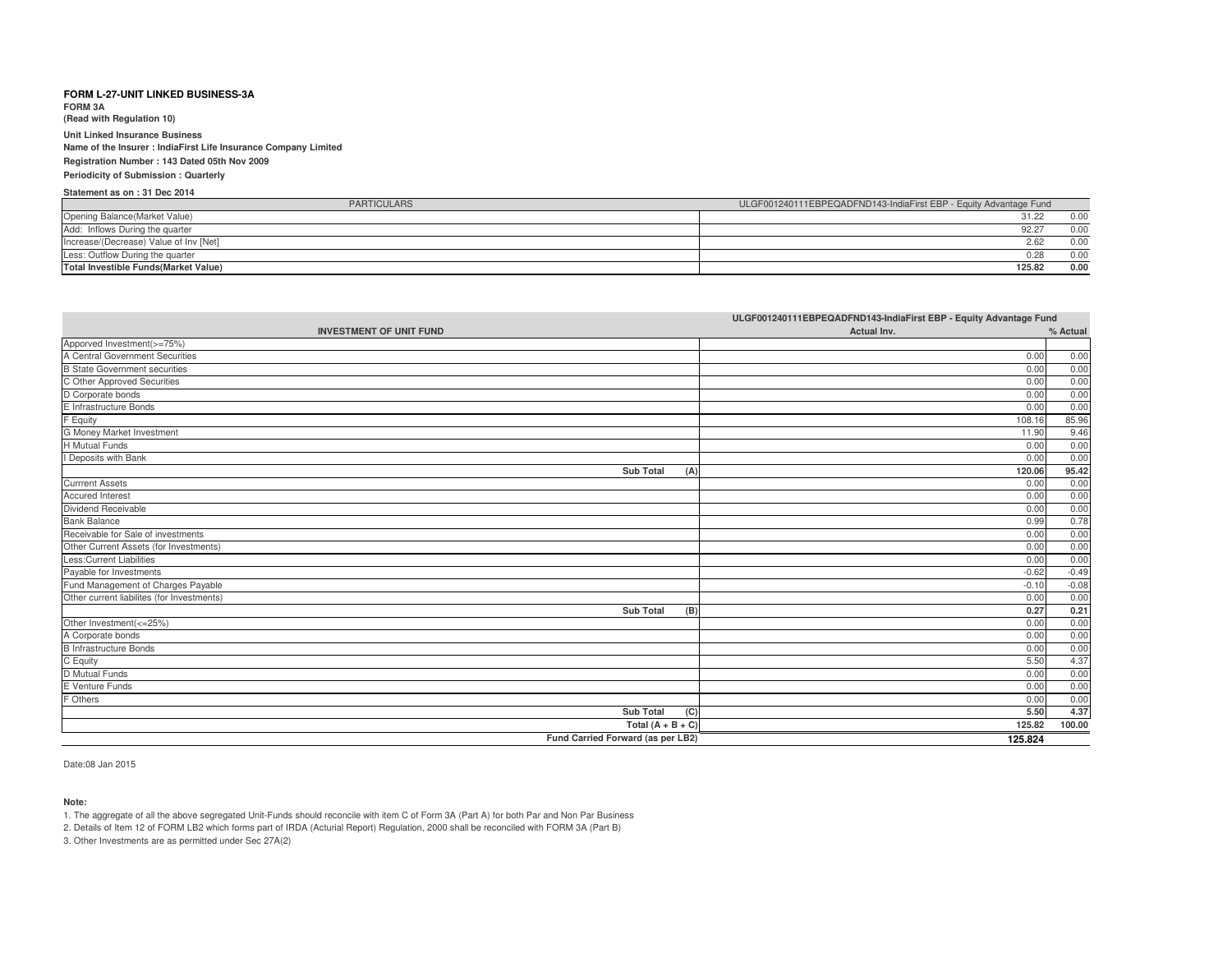**FORM L-27-UNIT LINKED BUSINESS-3A**

**FORM 3A**
**(Read with Regulation 10)**

**Unit Linked Insurance Business**

**Name of the Insurer : IndiaFirst Life Insurance Company Limited**

**Registration Number : 143 Dated 05th Nov 2009**

**Periodicity of Submission : Quarterly**

**Statement as on : 31 Dec 2014**

| PARTICULARS | ULGF001240111EBPEQADFND143-IndiaFirst EBP - Equity Advantage Fund | |
|---|---|---|
| Opening Balance(Market Value) | 31.22 | 0.00 |
| Add: Inflows During the quarter | 92.27 | 0.00 |
| Increase/(Decrease) Value of Inv [Net] | 2.62 | 0.00 |
| Less: Outflow During the quarter | 0.28 | 0.00 |
| **Total Investible Funds(Market Value)** | **125.82** | **0.00** |

| | ULGF001240111EBPEQADFND143-IndiaFirst EBP - Equity Advantage Fund | |
|---|---|---|
| **INVESTMENT OF UNIT FUND** | **Actual Inv.** | **% Actual** |
| Apporved Investment(>=75%) | | |
| A Central Government Securities | 0.00 | 0.00 |
| B State Government securities | 0.00 | 0.00 |
| C Other Approved Securities | 0.00 | 0.00 |
| D Corporate bonds | 0.00 | 0.00 |
| E Infrastructure Bonds | 0.00 | 0.00 |
| F Equity | 108.16 | 85.96 |
| G Money Market Investment | 11.90 | 9.46 |
| H Mutual Funds | 0.00 | 0.00 |
| I Deposits with Bank | 0.00 | 0.00 |
| **Sub Total (A)** | **120.06** | **95.42** |
| Currrent Assets | 0.00 | 0.00 |
| Accured Interest | 0.00 | 0.00 |
| Dividend Receivable | 0.00 | 0.00 |
| Bank Balance | 0.99 | 0.78 |
| Receivable for Sale of investments | 0.00 | 0.00 |
| Other Current Assets (for Investments) | 0.00 | 0.00 |
| Less:Current Liabilities | 0.00 | 0.00 |
| Payable for Investments | -0.62 | -0.49 |
| Fund Management of Charges Payable | -0.10 | -0.08 |
| Other current liabilites (for Investments) | 0.00 | 0.00 |
| **Sub Total (B)** | **0.27** | **0.21** |
| Other Investment(<=25%) | 0.00 | 0.00 |
| A Corporate bonds | 0.00 | 0.00 |
| B Infrastructure Bonds | 0.00 | 0.00 |
| C Equity | 5.50 | 4.37 |
| D Mutual Funds | 0.00 | 0.00 |
| E Venture Funds | 0.00 | 0.00 |
| F Others | 0.00 | 0.00 |
| **Sub Total (C)** | **5.50** | **4.37** |
| **Total (A + B + C)** | **125.82** | **100.00** |
| **Fund Carried Forward (as per LB2)** | **125.824** | |

Date:08 Jan 2015

**Note:**

1. The aggregate of all the above segregated Unit-Funds should reconcile with item C of Form 3A (Part A) for both Par and Non Par Business
2. Details of Item 12 of FORM LB2 which forms part of IRDA (Acturial Report) Regulation, 2000 shall be reconciled with FORM 3A (Part B)
3. Other Investments are as permitted under Sec 27A(2)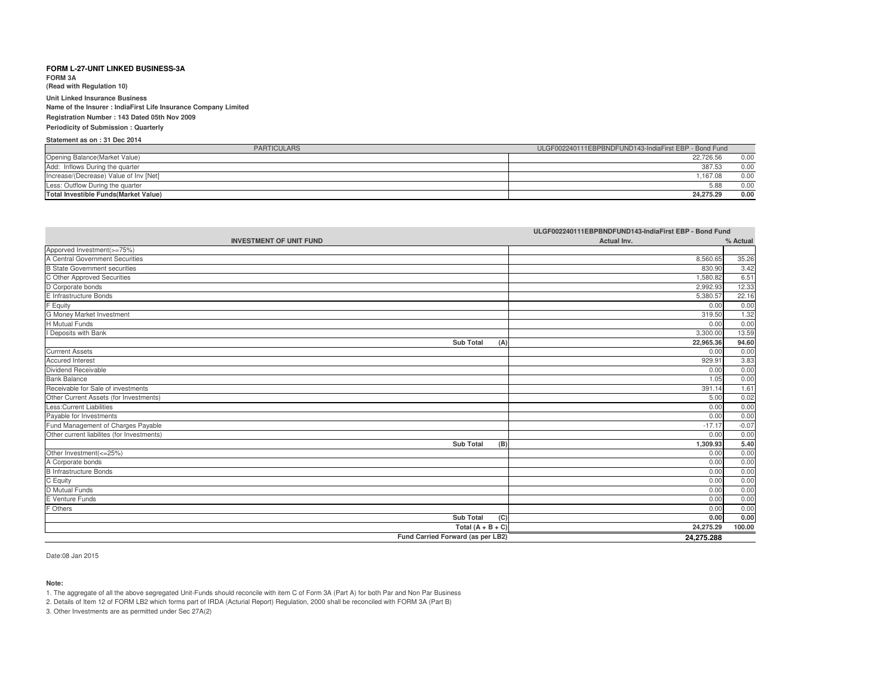**FORM L-27-UNIT LINKED BUSINESS-3A**

**FORM 3A**

**(Read with Regulation 10)**

**Unit Linked Insurance Business**

**Name of the Insurer : IndiaFirst Life Insurance Company Limited**

**Registration Number : 143 Dated 05th Nov 2009**

**Periodicity of Submission : Quarterly**

**Statement as on : 31 Dec 2014**

| PARTICULARS | ULGF002240111EBPBNDFUND143-IndiaFirst EBP - Bond Fund | |
|---|---|---|
| Opening Balance(Market Value) | 22,726.56 | 0.00 |
| Add: Inflows During the quarter | 387.53 | 0.00 |
| Increase/(Decrease) Value of Inv [Net] | 1,167.08 | 0.00 |
| Less: Outflow During the quarter | 5.88 | 0.00 |
| **Total Investible Funds(Market Value)** | **24,275.29** | **0.00** |

| | ULGF002240111EBPBNDFUND143-IndiaFirst EBP - Bond Fund | |
|---|---|---|
| **INVESTMENT OF UNIT FUND** | **Actual Inv.** | **% Actual** |
| Apporved Investment(>=75%) | | |
| A Central Government Securities | 8,560.65 | 35.26 |
| B State Government securities | 830.90 | 3.42 |
| C Other Approved Securities | 1,580.82 | 6.51 |
| D Corporate bonds | 2,992.93 | 12.33 |
| E Infrastructure Bonds | 5,380.57 | 22.16 |
| F Equity | 0.00 | 0.00 |
| G Money Market Investment | 319.50 | 1.32 |
| H Mutual Funds | 0.00 | 0.00 |
| I Deposits with Bank | 3,300.00 | 13.59 |
| **Sub Total (A)** | **22,965.36** | **94.60** |
| Currrent Assets | 0.00 | 0.00 |
| Accured Interest | 929.91 | 3.83 |
| Dividend Receivable | 0.00 | 0.00 |
| Bank Balance | 1.05 | 0.00 |
| Receivable for Sale of investments | 391.14 | 1.61 |
| Other Current Assets (for Investments) | 5.00 | 0.02 |
| Less:Current Liabilities | 0.00 | 0.00 |
| Payable for Investments | 0.00 | 0.00 |
| Fund Management of Charges Payable | -17.17 | -0.07 |
| Other current liabilites (for Investments) | 0.00 | 0.00 |
| **Sub Total (B)** | **1,309.93** | **5.40** |
| Other Investment(<=25%) | 0.00 | 0.00 |
| A Corporate bonds | 0.00 | 0.00 |
| B Infrastructure Bonds | 0.00 | 0.00 |
| C Equity | 0.00 | 0.00 |
| D Mutual Funds | 0.00 | 0.00 |
| E Venture Funds | 0.00 | 0.00 |
| F Others | 0.00 | 0.00 |
| **Sub Total (C)** | **0.00** | **0.00** |
| **Total (A + B + C)** | **24,275.29** | **100.00** |
| **Fund Carried Forward (as per LB2)** | **24,275.288** | |

Date:08 Jan 2015

**Note:**

1. The aggregate of all the above segregated Unit-Funds should reconcile with item C of Form 3A (Part A) for both Par and Non Par Business
2. Details of Item 12 of FORM LB2 which forms part of IRDA (Acturial Report) Regulation, 2000 shall be reconciled with FORM 3A (Part B)
3. Other Investments are as permitted under Sec 27A(2)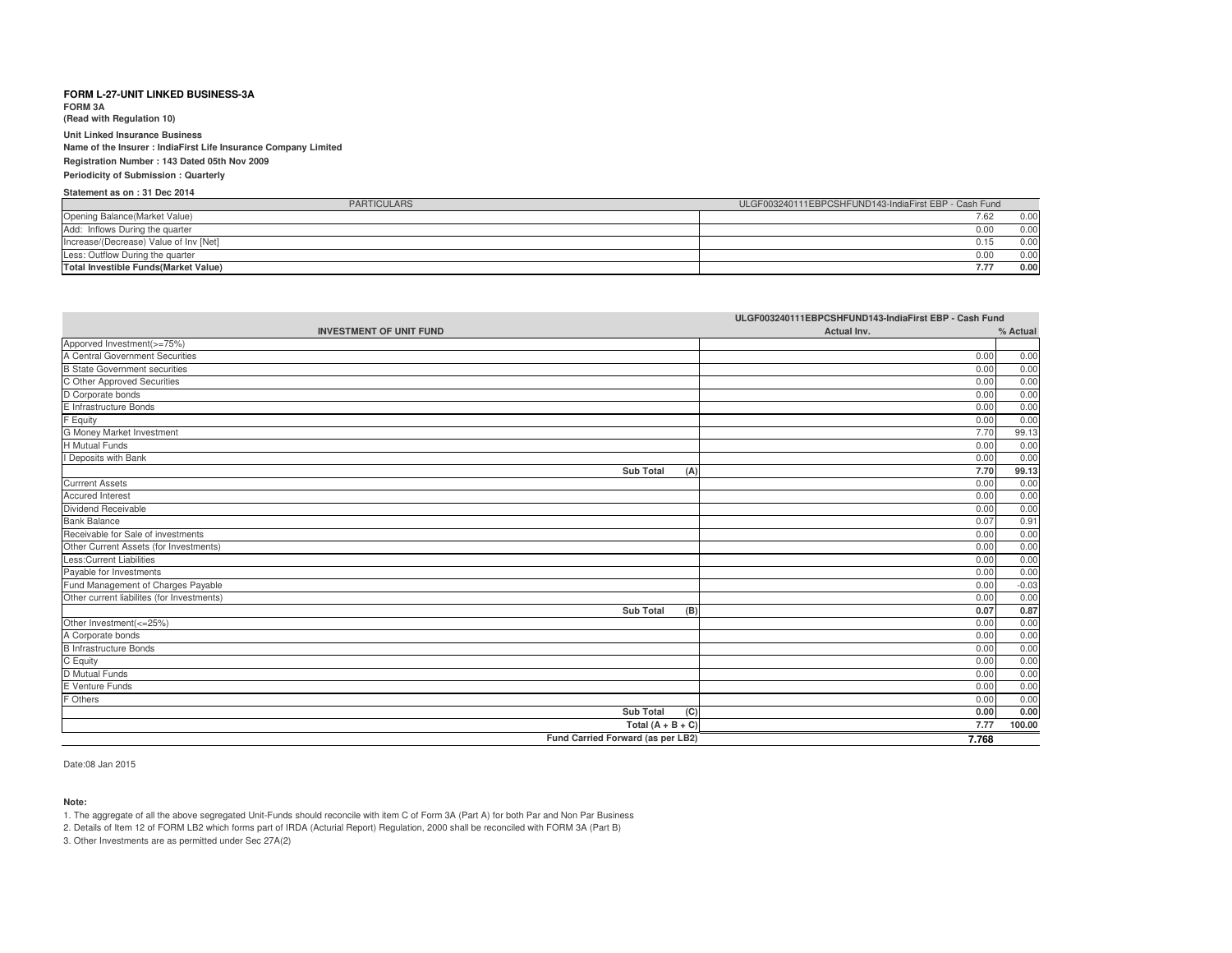**FORM L-27-UNIT LINKED BUSINESS-3A**

**FORM 3A**

**(Read with Regulation 10)**

**Unit Linked Insurance Business**

**Name of the Insurer : IndiaFirst Life Insurance Company Limited**

**Registration Number : 143 Dated 05th Nov 2009**

**Periodicity of Submission : Quarterly**

**Statement as on : 31 Dec 2014**

| PARTICULARS | ULGF003240111EBPCSHFUND143-IndiaFirst EBP - Cash Fund | |
|---|---|---|
| Opening Balance(Market Value) | 7.62 | 0.00 |
| Add: Inflows During the quarter | 0.00 | 0.00 |
| Increase/(Decrease) Value of Inv [Net] | 0.15 | 0.00 |
| Less: Outflow During the quarter | 0.00 | 0.00 |
| **Total Investible Funds(Market Value)** | **7.77** | **0.00** |

| | ULGF003240111EBPCSHFUND143-IndiaFirst EBP - Cash Fund | |
|---|---|---|
| **INVESTMENT OF UNIT FUND** | **Actual Inv.** | **% Actual** |
| Apporved Investment(>=75%) | | |
| A Central Government Securities | 0.00 | 0.00 |
| B State Government securities | 0.00 | 0.00 |
| C Other Approved Securities | 0.00 | 0.00 |
| D Corporate bonds | 0.00 | 0.00 |
| E Infrastructure Bonds | 0.00 | 0.00 |
| F Equity | 0.00 | 0.00 |
| G Money Market Investment | 7.70 | 99.13 |
| H Mutual Funds | 0.00 | 0.00 |
| I Deposits with Bank | 0.00 | 0.00 |
| **Sub Total (A)** | **7.70** | **99.13** |
| Currrent Assets | 0.00 | 0.00 |
| Accured Interest | 0.00 | 0.00 |
| Dividend Receivable | 0.00 | 0.00 |
| Bank Balance | 0.07 | 0.91 |
| Receivable for Sale of investments | 0.00 | 0.00 |
| Other Current Assets (for Investments) | 0.00 | 0.00 |
| Less:Current Liabilities | 0.00 | 0.00 |
| Payable for Investments | 0.00 | 0.00 |
| Fund Management of Charges Payable | 0.00 | -0.03 |
| Other current liabilites (for Investments) | 0.00 | 0.00 |
| **Sub Total (B)** | **0.07** | **0.87** |
| Other Investment(<=25%) | 0.00 | 0.00 |
| A Corporate bonds | 0.00 | 0.00 |
| B Infrastructure Bonds | 0.00 | 0.00 |
| C Equity | 0.00 | 0.00 |
| D Mutual Funds | 0.00 | 0.00 |
| E Venture Funds | 0.00 | 0.00 |
| F Others | 0.00 | 0.00 |
| **Sub Total (C)** | **0.00** | **0.00** |
| **Total (A + B + C)** | **7.77** | **100.00** |
| **Fund Carried Forward (as per LB2)** | **7.768** | |

Date:08 Jan 2015

**Note:**

1. The aggregate of all the above segregated Unit-Funds should reconcile with item C of Form 3A (Part A) for both Par and Non Par Business
2. Details of Item 12 of FORM LB2 which forms part of IRDA (Acturial Report) Regulation, 2000 shall be reconciled with FORM 3A (Part B)
3. Other Investments are as permitted under Sec 27A(2)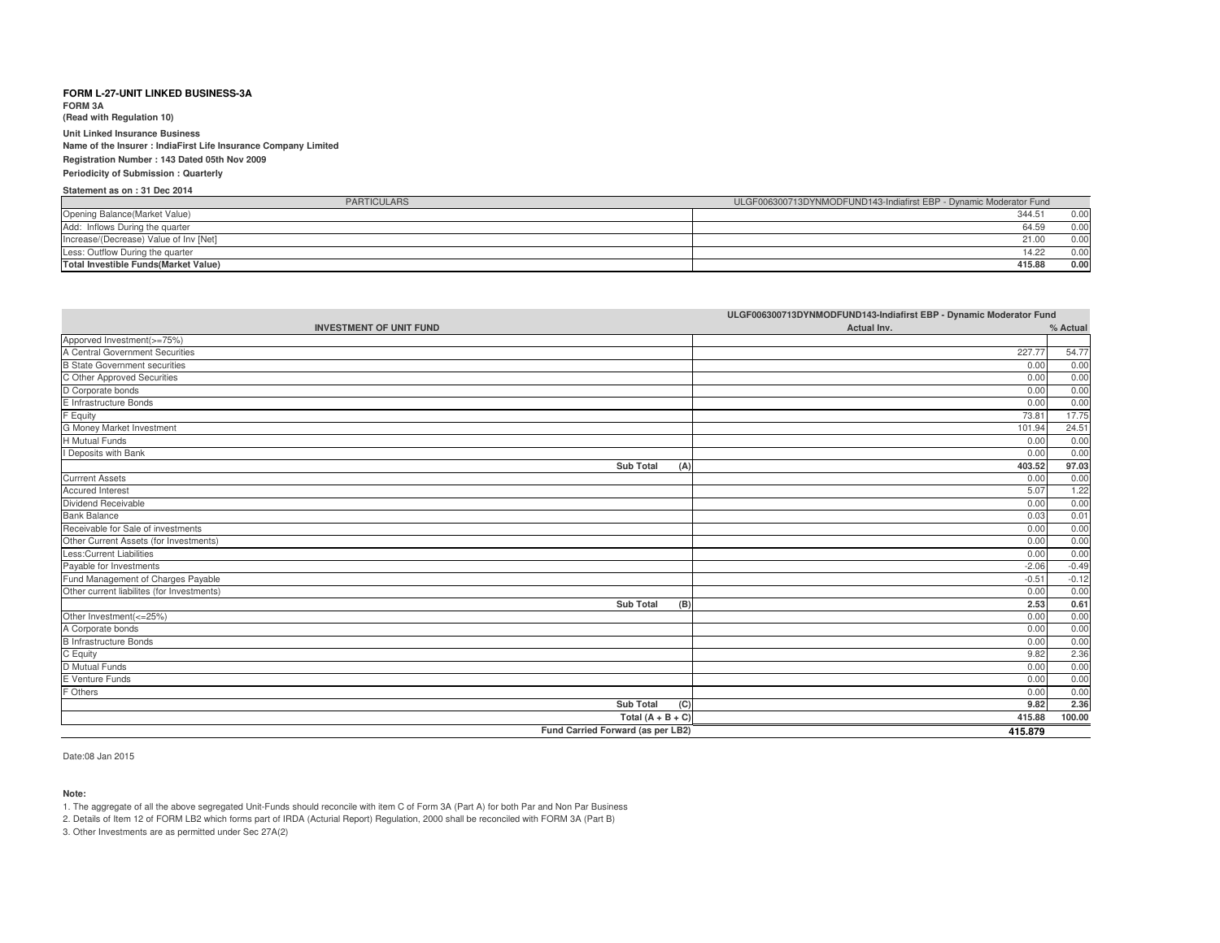**FORM L-27-UNIT LINKED BUSINESS-3A**

**FORM 3A**

**(Read with Regulation 10)**

**Unit Linked Insurance Business**

**Name of the Insurer : IndiaFirst Life Insurance Company Limited**

**Registration Number : 143 Dated 05th Nov 2009**

**Periodicity of Submission : Quarterly**

**Statement as on : 31 Dec 2014**

| PARTICULARS | ULGF006300713DYNMODFUND143-Indiafirst EBP - Dynamic Moderator Fund | |
|---|---|---|
| Opening Balance(Market Value) | 344.51 | 0.00 |
| Add: Inflows During the quarter | 64.59 | 0.00 |
| Increase/(Decrease) Value of Inv [Net] | 21.00 | 0.00 |
| Less: Outflow During the quarter | 14.22 | 0.00 |
| **Total Investible Funds(Market Value)** | **415.88** | **0.00** |

| | ULGF006300713DYNMODFUND143-Indiafirst EBP - Dynamic Moderator Fund | |
|---|---|---|
| **INVESTMENT OF UNIT FUND** | **Actual Inv.** | **% Actual** |
| Apporved Investment(>=75%) | | |
| A Central Government Securities | 227.77 | 54.77 |
| B State Government securities | 0.00 | 0.00 |
| C Other Approved Securities | 0.00 | 0.00 |
| D Corporate bonds | 0.00 | 0.00 |
| E Infrastructure Bonds | 0.00 | 0.00 |
| F Equity | 73.81 | 17.75 |
| G Money Market Investment | 101.94 | 24.51 |
| H Mutual Funds | 0.00 | 0.00 |
| I Deposits with Bank | 0.00 | 0.00 |
| **Sub Total (A)** | **403.52** | **97.03** |
| Currrent Assets | 0.00 | 0.00 |
| Accured Interest | 5.07 | 1.22 |
| Dividend Receivable | 0.00 | 0.00 |
| Bank Balance | 0.03 | 0.01 |
| Receivable for Sale of investments | 0.00 | 0.00 |
| Other Current Assets (for Investments) | 0.00 | 0.00 |
| Less:Current Liabilities | 0.00 | 0.00 |
| Payable for Investments | -2.06 | -0.49 |
| Fund Management of Charges Payable | -0.51 | -0.12 |
| Other current liabilites (for Investments) | 0.00 | 0.00 |
| **Sub Total (B)** | **2.53** | **0.61** |
| Other Investment(<=25%) | 0.00 | 0.00 |
| A Corporate bonds | 0.00 | 0.00 |
| B Infrastructure Bonds | 0.00 | 0.00 |
| C Equity | 9.82 | 2.36 |
| D Mutual Funds | 0.00 | 0.00 |
| E Venture Funds | 0.00 | 0.00 |
| F Others | 0.00 | 0.00 |
| **Sub Total (C)** | **9.82** | **2.36** |
| **Total (A + B + C)** | **415.88** | **100.00** |
| **Fund Carried Forward (as per LB2)** | **415.879** | |

Date:08 Jan 2015

**Note:**

1. The aggregate of all the above segregated Unit-Funds should reconcile with item C of Form 3A (Part A) for both Par and Non Par Business
2. Details of Item 12 of FORM LB2 which forms part of IRDA (Acturial Report) Regulation, 2000 shall be reconciled with FORM 3A (Part B)
3. Other Investments are as permitted under Sec 27A(2)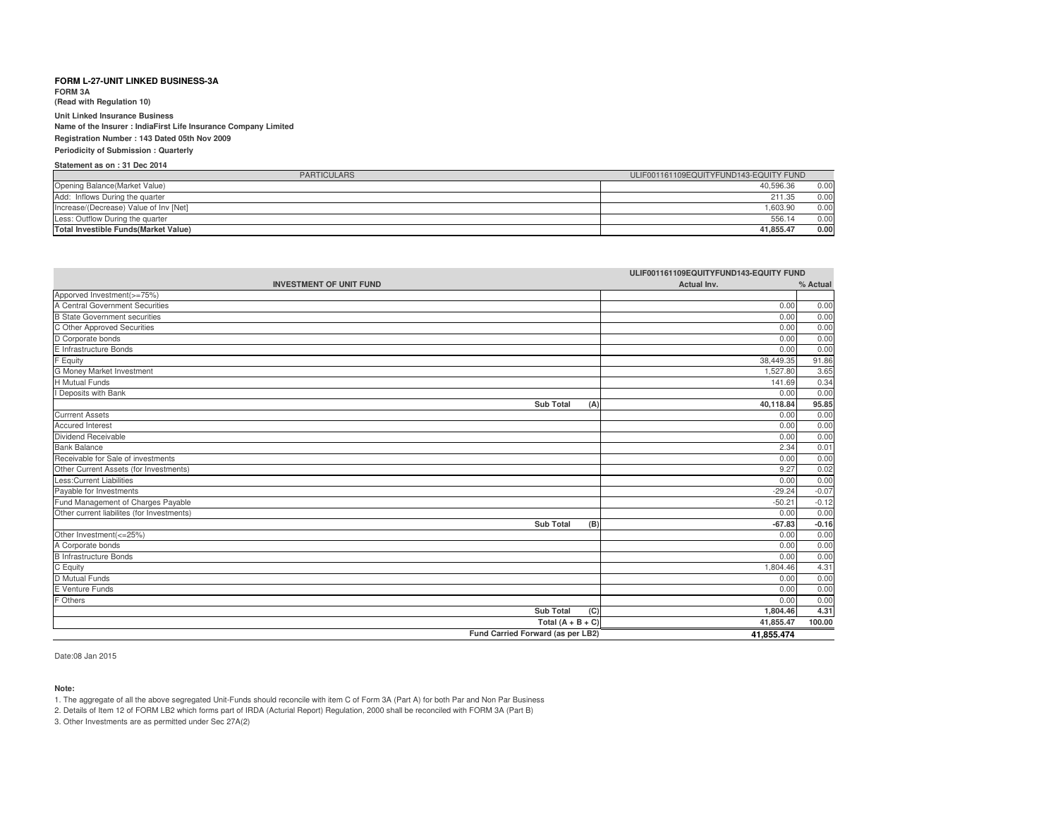**FORM L-27-UNIT LINKED BUSINESS-3A**

**FORM 3A**

**(Read with Regulation 10)**

**Unit Linked Insurance Business**

**Name of the Insurer : IndiaFirst Life Insurance Company Limited**

**Registration Number : 143 Dated 05th Nov 2009**

**Periodicity of Submission : Quarterly**

**Statement as on : 31 Dec 2014**

| PARTICULARS | ULIF001161109EQUITYFUND143-EQUITY FUND | |
|---|---|---|
| Opening Balance(Market Value) | 40,596.36 | 0.00 |
| Add: Inflows During the quarter | 211.35 | 0.00 |
| Increase/(Decrease) Value of Inv [Net] | 1,603.90 | 0.00 |
| Less: Outflow During the quarter | 556.14 | 0.00 |
| **Total Investible Funds(Market Value)** | **41,855.47** | **0.00** |

| INVESTMENT OF UNIT FUND | ULIF001161109EQUITYFUND143-EQUITY FUND Actual Inv. | % Actual |
|---|---|---|
| Apporved Investment(>=75%) | | |
| A Central Government Securities | 0.00 | 0.00 |
| B State Government securities | 0.00 | 0.00 |
| C Other Approved Securities | 0.00 | 0.00 |
| D Corporate bonds | 0.00 | 0.00 |
| E Infrastructure Bonds | 0.00 | 0.00 |
| F Equity | 38,449.35 | 91.86 |
| G Money Market Investment | 1,527.80 | 3.65 |
| H Mutual Funds | 141.69 | 0.34 |
| I Deposits with Bank | 0.00 | 0.00 |
| **Sub Total (A)** | **40,118.84** | **95.85** |
| Currrent Assets | 0.00 | 0.00 |
| Accured Interest | 0.00 | 0.00 |
| Dividend Receivable | 0.00 | 0.00 |
| Bank Balance | 2.34 | 0.01 |
| Receivable for Sale of investments | 0.00 | 0.00 |
| Other Current Assets (for Investments) | 9.27 | 0.02 |
| Less:Current Liabilities | 0.00 | 0.00 |
| Payable for Investments | -29.24 | -0.07 |
| Fund Management of Charges Payable | -50.21 | -0.12 |
| Other current liabilites (for Investments) | 0.00 | 0.00 |
| **Sub Total (B)** | **-67.83** | **-0.16** |
| Other Investment(<=25%) | 0.00 | 0.00 |
| A Corporate bonds | 0.00 | 0.00 |
| B Infrastructure Bonds | 0.00 | 0.00 |
| C Equity | 1,804.46 | 4.31 |
| D Mutual Funds | 0.00 | 0.00 |
| E Venture Funds | 0.00 | 0.00 |
| F Others | 0.00 | 0.00 |
| **Sub Total (C)** | **1,804.46** | **4.31** |
| **Total (A + B + C)** | **41,855.47** | **100.00** |
| **Fund Carried Forward (as per LB2)** | **41,855.474** | |

Date:08 Jan 2015

**Note:**

1. The aggregate of all the above segregated Unit-Funds should reconcile with item C of Form 3A (Part A) for both Par and Non Par Business
2. Details of Item 12 of FORM LB2 which forms part of IRDA (Acturial Report) Regulation, 2000 shall be reconciled with FORM 3A (Part B)
3. Other Investments are as permitted under Sec 27A(2)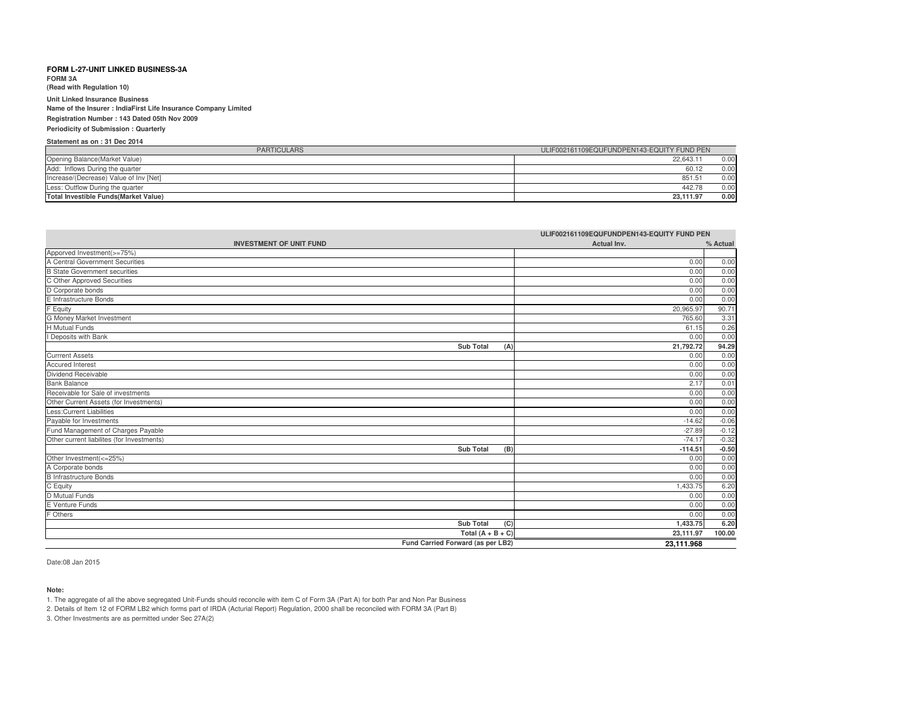**FORM L-27-UNIT LINKED BUSINESS-3A**

**FORM 3A**

**(Read with Regulation 10)**

**Unit Linked Insurance Business**

**Name of the Insurer : IndiaFirst Life Insurance Company Limited**

**Registration Number : 143 Dated 05th Nov 2009**

**Periodicity of Submission : Quarterly**

**Statement as on : 31 Dec 2014**

| PARTICULARS | ULIF002161109EQUFUNDPEN143-EQUITY FUND PEN | |
|---|---|---|
| Opening Balance(Market Value) | 22,643.11 | 0.00 |
| Add: Inflows During the quarter | 60.12 | 0.00 |
| Increase/(Decrease) Value of Inv [Net] | 851.51 | 0.00 |
| Less: Outflow During the quarter | 442.78 | 0.00 |
| **Total Investible Funds(Market Value)** | **23,111.97** | **0.00** |

| | ULIF002161109EQUFUNDPEN143-EQUITY FUND PEN | |
|---|---|---|
| **INVESTMENT OF UNIT FUND** | **Actual Inv.** | **% Actual** |
| Apporved Investment(>=75%) | | |
| A Central Government Securities | 0.00 | 0.00 |
| B State Government securities | 0.00 | 0.00 |
| C Other Approved Securities | 0.00 | 0.00 |
| D Corporate bonds | 0.00 | 0.00 |
| E Infrastructure Bonds | 0.00 | 0.00 |
| F Equity | 20,965.97 | 90.71 |
| G Money Market Investment | 765.60 | 3.31 |
| H Mutual Funds | 61.15 | 0.26 |
| I Deposits with Bank | 0.00 | 0.00 |
| **Sub Total (A)** | **21,792.72** | **94.29** |
| Currrent Assets | 0.00 | 0.00 |
| Accured Interest | 0.00 | 0.00 |
| Dividend Receivable | 0.00 | 0.00 |
| Bank Balance | 2.17 | 0.01 |
| Receivable for Sale of investments | 0.00 | 0.00 |
| Other Current Assets (for Investments) | 0.00 | 0.00 |
| Less:Current Liabilities | 0.00 | 0.00 |
| Payable for Investments | -14.62 | -0.06 |
| Fund Management of Charges Payable | -27.89 | -0.12 |
| Other current liabilites (for Investments) | -74.17 | -0.32 |
| **Sub Total (B)** | **-114.51** | **-0.50** |
| Other Investment(<=25%) | 0.00 | 0.00 |
| A Corporate bonds | 0.00 | 0.00 |
| B Infrastructure Bonds | 0.00 | 0.00 |
| C Equity | 1,433.75 | 6.20 |
| D Mutual Funds | 0.00 | 0.00 |
| E Venture Funds | 0.00 | 0.00 |
| F Others | 0.00 | 0.00 |
| **Sub Total (C)** | **1,433.75** | **6.20** |
| **Total (A + B + C)** | **23,111.97** | **100.00** |
| **Fund Carried Forward (as per LB2)** | **23,111.968** | |

Date:08 Jan 2015

**Note:**

1. The aggregate of all the above segregated Unit-Funds should reconcile with item C of Form 3A (Part A) for both Par and Non Par Business
2. Details of Item 12 of FORM LB2 which forms part of IRDA (Acturial Report) Regulation, 2000 shall be reconciled with FORM 3A (Part B)
3. Other Investments are as permitted under Sec 27A(2)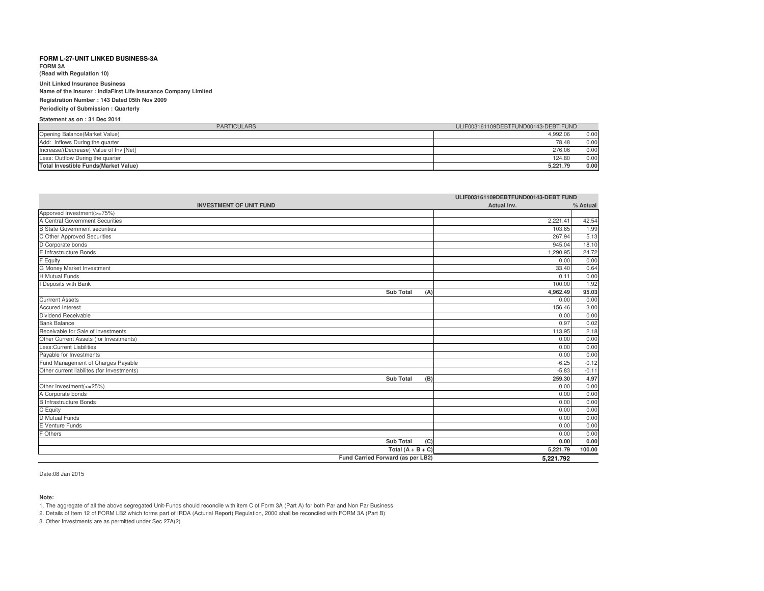**FORM L-27-UNIT LINKED BUSINESS-3A**

**FORM 3A**

**(Read with Regulation 10)**

**Unit Linked Insurance Business**

**Name of the Insurer : IndiaFirst Life Insurance Company Limited**

**Registration Number : 143 Dated 05th Nov 2009**

**Periodicity of Submission : Quarterly**

**Statement as on : 31 Dec 2014**

| PARTICULARS | ULIF003161109DEBTFUND00143-DEBT FUND | |
|---|---|---|
| Opening Balance(Market Value) | 4,992.06 | 0.00 |
| Add: Inflows During the quarter | 78.48 | 0.00 |
| Increase/(Decrease) Value of Inv [Net] | 276.06 | 0.00 |
| Less: Outflow During the quarter | 124.80 | 0.00 |
| **Total Investible Funds(Market Value)** | **5,221.79** | **0.00** |

| | ULIF003161109DEBTFUND00143-DEBT FUND | |
|---|---|---|
| **INVESTMENT OF UNIT FUND** | **Actual Inv.** | **% Actual** |
| Apporved Investment(>=75%) | | |
| A Central Government Securities | 2,221.41 | 42.54 |
| B State Government securities | 103.65 | 1.99 |
| C Other Approved Securities | 267.94 | 5.13 |
| D Corporate bonds | 945.04 | 18.10 |
| E Infrastructure Bonds | 1,290.95 | 24.72 |
| F Equity | 0.00 | 0.00 |
| G Money Market Investment | 33.40 | 0.64 |
| H Mutual Funds | 0.11 | 0.00 |
| I Deposits with Bank | 100.00 | 1.92 |
| **Sub Total (A)** | **4,962.49** | **95.03** |
| Currrent Assets | 0.00 | 0.00 |
| Accured Interest | 156.46 | 3.00 |
| Dividend Receivable | 0.00 | 0.00 |
| Bank Balance | 0.97 | 0.02 |
| Receivable for Sale of investments | 113.95 | 2.18 |
| Other Current Assets (for Investments) | 0.00 | 0.00 |
| Less:Current Liabilities | 0.00 | 0.00 |
| Payable for Investments | 0.00 | 0.00 |
| Fund Management of Charges Payable | -6.25 | -0.12 |
| Other current liabilites (for Investments) | -5.83 | -0.11 |
| **Sub Total (B)** | **259.30** | **4.97** |
| Other Investment(<=25%) | 0.00 | 0.00 |
| A Corporate bonds | 0.00 | 0.00 |
| B Infrastructure Bonds | 0.00 | 0.00 |
| C Equity | 0.00 | 0.00 |
| D Mutual Funds | 0.00 | 0.00 |
| E Venture Funds | 0.00 | 0.00 |
| F Others | 0.00 | 0.00 |
| **Sub Total (C)** | **0.00** | **0.00** |
| **Total (A + B + C)** | **5,221.79** | **100.00** |
| **Fund Carried Forward (as per LB2)** | **5,221.792** | |

Date:08 Jan 2015

**Note:**

1. The aggregate of all the above segregated Unit-Funds should reconcile with item C of Form 3A (Part A) for both Par and Non Par Business
2. Details of Item 12 of FORM LB2 which forms part of IRDA (Acturial Report) Regulation, 2000 shall be reconciled with FORM 3A (Part B)
3. Other Investments are as permitted under Sec 27A(2)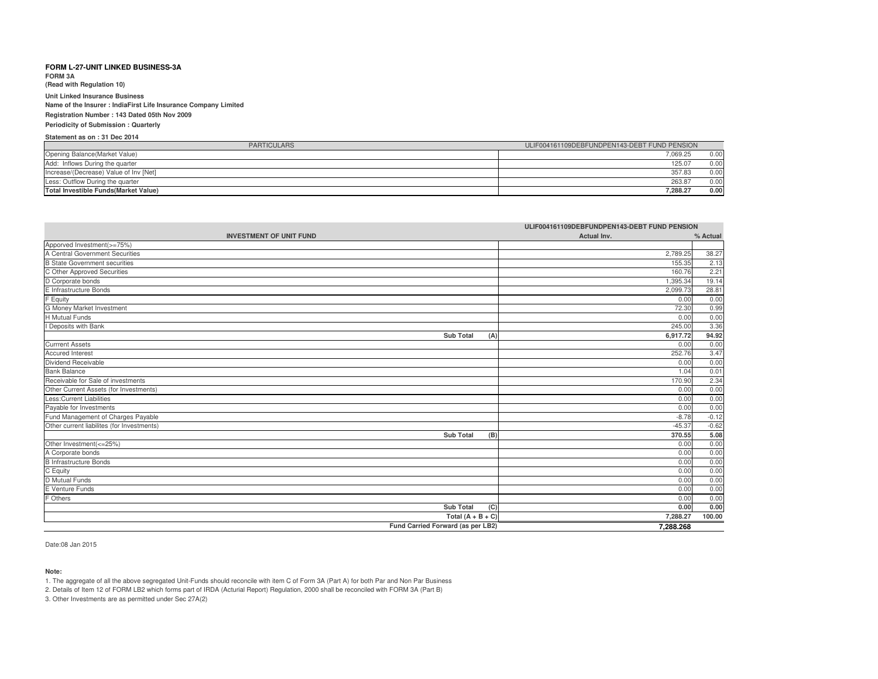**FORM L-27-UNIT LINKED BUSINESS-3A**

**FORM 3A**

**(Read with Regulation 10)**

**Unit Linked Insurance Business**

**Name of the Insurer : IndiaFirst Life Insurance Company Limited**

**Registration Number : 143 Dated 05th Nov 2009**

**Periodicity of Submission : Quarterly**

**Statement as on : 31 Dec 2014**

| PARTICULARS | ULIF004161109DEBFUNDPEN143-DEBT FUND PENSION | |
|---|---|---|
| Opening Balance(Market Value) | 7,069.25 | 0.00 |
| Add: Inflows During the quarter | 125.07 | 0.00 |
| Increase/(Decrease) Value of Inv [Net] | 357.83 | 0.00 |
| Less: Outflow During the quarter | 263.87 | 0.00 |
| **Total Investible Funds(Market Value)** | **7,288.27** | **0.00** |

| | **ULIF004161109DEBFUNDPEN143-DEBT FUND PENSION** | |
|---|---|---|
| **INVESTMENT OF UNIT FUND** | **Actual Inv.** | **% Actual** |
| Apporved Investment(>=75%) | | |
| A Central Government Securities | 2,789.25 | 38.27 |
| B State Government securities | 155.35 | 2.13 |
| C Other Approved Securities | 160.76 | 2.21 |
| D Corporate bonds | 1,395.34 | 19.14 |
| E Infrastructure Bonds | 2,099.73 | 28.81 |
| F Equity | 0.00 | 0.00 |
| G Money Market Investment | 72.30 | 0.99 |
| H Mutual Funds | 0.00 | 0.00 |
| I Deposits with Bank | 245.00 | 3.36 |
| **Sub Total (A)** | **6,917.72** | **94.92** |
| Currrent Assets | 0.00 | 0.00 |
| Accured Interest | 252.76 | 3.47 |
| Dividend Receivable | 0.00 | 0.00 |
| Bank Balance | 1.04 | 0.01 |
| Receivable for Sale of investments | 170.90 | 2.34 |
| Other Current Assets (for Investments) | 0.00 | 0.00 |
| Less:Current Liabilities | 0.00 | 0.00 |
| Payable for Investments | 0.00 | 0.00 |
| Fund Management of Charges Payable | -8.78 | -0.12 |
| Other current liabilites (for Investments) | -45.37 | -0.62 |
| **Sub Total (B)** | **370.55** | **5.08** |
| Other Investment(<=25%) | 0.00 | 0.00 |
| A Corporate bonds | 0.00 | 0.00 |
| B Infrastructure Bonds | 0.00 | 0.00 |
| C Equity | 0.00 | 0.00 |
| D Mutual Funds | 0.00 | 0.00 |
| E Venture Funds | 0.00 | 0.00 |
| F Others | 0.00 | 0.00 |
| **Sub Total (C)** | **0.00** | **0.00** |
| **Total (A + B + C)** | **7,288.27** | **100.00** |
| **Fund Carried Forward (as per LB2)** | **7,288.268** | |

Date:08 Jan 2015

**Note:**

1. The aggregate of all the above segregated Unit-Funds should reconcile with item C of Form 3A (Part A) for both Par and Non Par Business
2. Details of Item 12 of FORM LB2 which forms part of IRDA (Acturial Report) Regulation, 2000 shall be reconciled with FORM 3A (Part B)
3. Other Investments are as permitted under Sec 27A(2)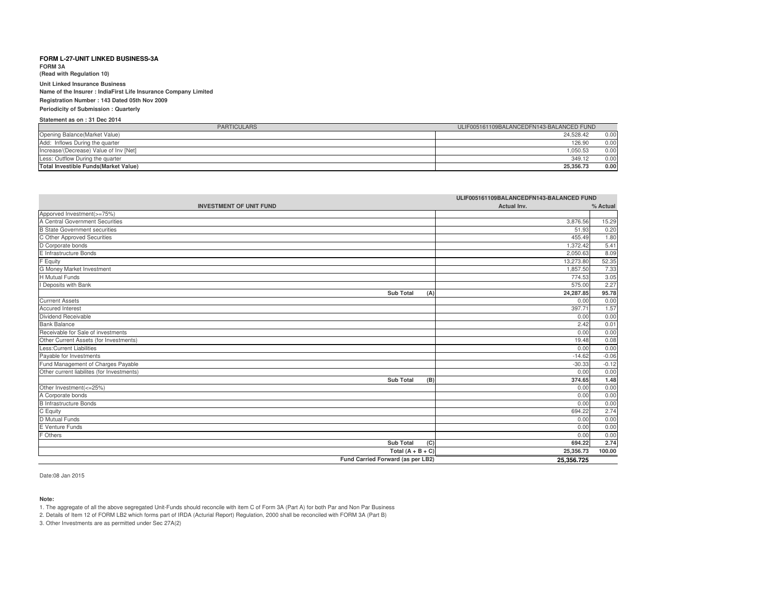**FORM L-27-UNIT LINKED BUSINESS-3A**

**FORM 3A**

**(Read with Regulation 10)**

**Unit Linked Insurance Business**

**Name of the Insurer : IndiaFirst Life Insurance Company Limited**

**Registration Number : 143 Dated 05th Nov 2009**

**Periodicity of Submission : Quarterly**

**Statement as on : 31 Dec 2014**

| PARTICULARS | ULIF005161109BALANCEDFN143-BALANCED FUND | |
|---|---|---|
| Opening Balance(Market Value) | 24,528.42 | 0.00 |
| Add: Inflows During the quarter | 126.90 | 0.00 |
| Increase/(Decrease) Value of Inv [Net] | 1,050.53 | 0.00 |
| Less: Outflow During the quarter | 349.12 | 0.00 |
| **Total Investible Funds(Market Value)** | **25,356.73** | **0.00** |

| | ULIF005161109BALANCEDFN143-BALANCED FUND | |
|---|---|---|
| **INVESTMENT OF UNIT FUND** | **Actual Inv.** | **% Actual** |
| Apporved Investment(>=75%) | | |
| A Central Government Securities | 3,876.56 | 15.29 |
| B State Government securities | 51.93 | 0.20 |
| C Other Approved Securities | 455.49 | 1.80 |
| D Corporate bonds | 1,372.42 | 5.41 |
| E Infrastructure Bonds | 2,050.63 | 8.09 |
| F Equity | 13,273.80 | 52.35 |
| G Money Market Investment | 1,857.50 | 7.33 |
| H Mutual Funds | 774.53 | 3.05 |
| I Deposits with Bank | 575.00 | 2.27 |
| **Sub Total (A)** | **24,287.85** | **95.78** |
| Currrent Assets | 0.00 | 0.00 |
| Accured Interest | 397.71 | 1.57 |
| Dividend Receivable | 0.00 | 0.00 |
| Bank Balance | 2.42 | 0.01 |
| Receivable for Sale of investments | 0.00 | 0.00 |
| Other Current Assets (for Investments) | 19.48 | 0.08 |
| Less:Current Liabilities | 0.00 | 0.00 |
| Payable for Investments | -14.62 | -0.06 |
| Fund Management of Charges Payable | -30.33 | -0.12 |
| Other current liabilites (for Investments) | 0.00 | 0.00 |
| **Sub Total (B)** | **374.65** | **1.48** |
| Other Investment(<=25%) | 0.00 | 0.00 |
| A Corporate bonds | 0.00 | 0.00 |
| B Infrastructure Bonds | 0.00 | 0.00 |
| C Equity | 694.22 | 2.74 |
| D Mutual Funds | 0.00 | 0.00 |
| E Venture Funds | 0.00 | 0.00 |
| F Others | 0.00 | 0.00 |
| **Sub Total (C)** | **694.22** | **2.74** |
| **Total (A + B + C)** | **25,356.73** | **100.00** |
| **Fund Carried Forward (as per LB2)** | **25,356.725** | |

Date:08 Jan 2015

**Note:**

1. The aggregate of all the above segregated Unit-Funds should reconcile with item C of Form 3A (Part A) for both Par and Non Par Business
2. Details of Item 12 of FORM LB2 which forms part of IRDA (Acturial Report) Regulation, 2000 shall be reconciled with FORM 3A (Part B)
3. Other Investments are as permitted under Sec 27A(2)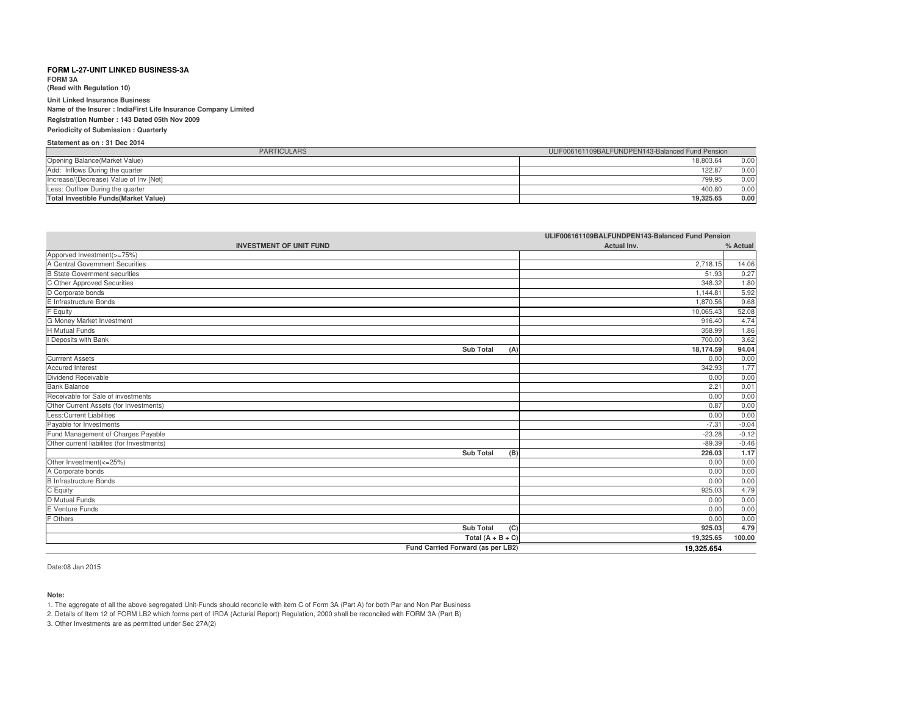**FORM L-27-UNIT LINKED BUSINESS-3A**

**FORM 3A**

**(Read with Regulation 10)**

**Unit Linked Insurance Business**

**Name of the Insurer : IndiaFirst Life Insurance Company Limited**

**Registration Number : 143 Dated 05th Nov 2009**

**Periodicity of Submission : Quarterly**

**Statement as on : 31 Dec 2014**

| PARTICULARS | ULIF006161109BALFUNDPEN143-Balanced Fund Pension | |
|---|---|---|
| Opening Balance(Market Value) | 18,803.64 | 0.00 |
| Add: Inflows During the quarter | 122.87 | 0.00 |
| Increase/(Decrease) Value of Inv [Net] | 799.95 | 0.00 |
| Less: Outflow During the quarter | 400.80 | 0.00 |
| **Total Investible Funds(Market Value)** | **19,325.65** | **0.00** |

| | ULIF006161109BALFUNDPEN143-Balanced Fund Pension | |
|---|---|---|
| **INVESTMENT OF UNIT FUND** | **Actual Inv.** | **% Actual** |
| Apporved Investment(>=75%) | | |
| A Central Government Securities | 2,718.15 | 14.06 |
| B State Government securities | 51.93 | 0.27 |
| C Other Approved Securities | 348.32 | 1.80 |
| D Corporate bonds | 1,144.81 | 5.92 |
| E Infrastructure Bonds | 1,870.56 | 9.68 |
| F Equity | 10,065.43 | 52.08 |
| G Money Market Investment | 916.40 | 4.74 |
| H Mutual Funds | 358.99 | 1.86 |
| I Deposits with Bank | 700.00 | 3.62 |
| **Sub Total (A)** | **18,174.59** | **94.04** |
| Currrent Assets | 0.00 | 0.00 |
| Accured Interest | 342.93 | 1.77 |
| Dividend Receivable | 0.00 | 0.00 |
| Bank Balance | 2.21 | 0.01 |
| Receivable for Sale of investments | 0.00 | 0.00 |
| Other Current Assets (for Investments) | 0.87 | 0.00 |
| Less:Current Liabilities | 0.00 | 0.00 |
| Payable for Investments | -7.31 | -0.04 |
| Fund Management of Charges Payable | -23.28 | -0.12 |
| Other current liabilites (for Investments) | -89.39 | -0.46 |
| **Sub Total (B)** | **226.03** | **1.17** |
| Other Investment(<=25%) | 0.00 | 0.00 |
| A Corporate bonds | 0.00 | 0.00 |
| B Infrastructure Bonds | 0.00 | 0.00 |
| C Equity | 925.03 | 4.79 |
| D Mutual Funds | 0.00 | 0.00 |
| E Venture Funds | 0.00 | 0.00 |
| F Others | 0.00 | 0.00 |
| **Sub Total (C)** | **925.03** | **4.79** |
| **Total (A + B + C)** | **19,325.65** | **100.00** |
| **Fund Carried Forward (as per LB2)** | **19,325.654** | |

Date:08 Jan 2015

**Note:**

1. The aggregate of all the above segregated Unit-Funds should reconcile with item C of Form 3A (Part A) for both Par and Non Par Business
2. Details of Item 12 of FORM LB2 which forms part of IRDA (Acturial Report) Regulation, 2000 shall be reconciled with FORM 3A (Part B)
3. Other Investments are as permitted under Sec 27A(2)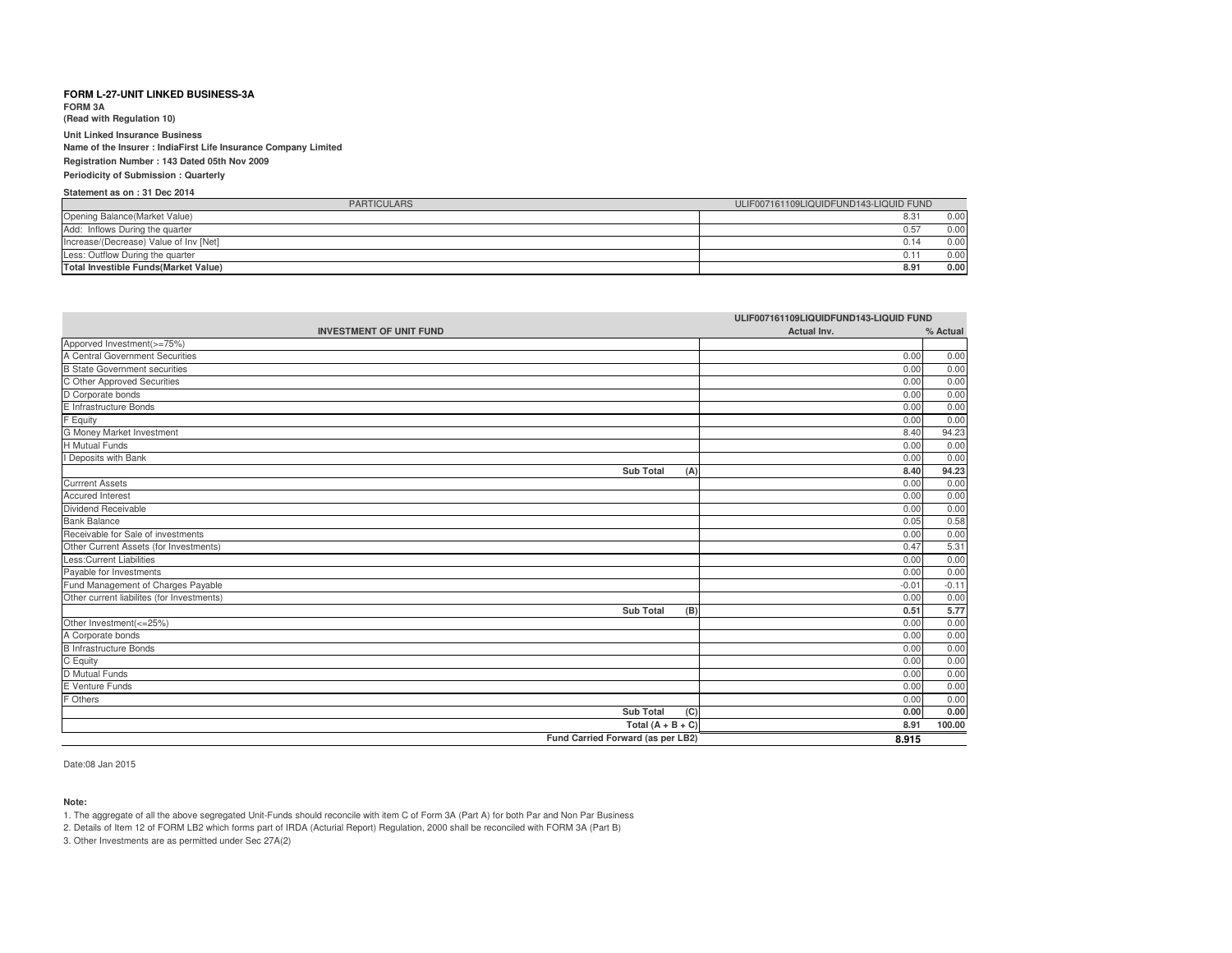**FORM L-27-UNIT LINKED BUSINESS-3A**

**FORM 3A**

**(Read with Regulation 10)**

**Unit Linked Insurance Business**

**Name of the Insurer : IndiaFirst Life Insurance Company Limited**

**Registration Number : 143 Dated 05th Nov 2009**

**Periodicity of Submission : Quarterly**

**Statement as on : 31 Dec 2014**

| PARTICULARS | ULIF007161109LIQUIDFUND143-LIQUID FUND | |
|---|---|---|
| Opening Balance(Market Value) | 8.31 | 0.00 |
| Add: Inflows During the quarter | 0.57 | 0.00 |
| Increase/(Decrease) Value of Inv [Net] | 0.14 | 0.00 |
| Less: Outflow During the quarter | 0.11 | 0.00 |
| **Total Investible Funds(Market Value)** | **8.91** | **0.00** |

| | ULIF007161109LIQUIDFUND143-LIQUID FUND | |
|---|---|---|
| **INVESTMENT OF UNIT FUND** | **Actual Inv.** | **% Actual** |
| Apporved Investment(>=75%) | | |
| A Central Government Securities | 0.00 | 0.00 |
| B State Government securities | 0.00 | 0.00 |
| C Other Approved Securities | 0.00 | 0.00 |
| D Corporate bonds | 0.00 | 0.00 |
| E Infrastructure Bonds | 0.00 | 0.00 |
| F Equity | 0.00 | 0.00 |
| G Money Market Investment | 8.40 | 94.23 |
| H Mutual Funds | 0.00 | 0.00 |
| I Deposits with Bank | 0.00 | 0.00 |
| **Sub Total (A)** | **8.40** | **94.23** |
| Currrent Assets | 0.00 | 0.00 |
| Accured Interest | 0.00 | 0.00 |
| Dividend Receivable | 0.00 | 0.00 |
| Bank Balance | 0.05 | 0.58 |
| Receivable for Sale of investments | 0.00 | 0.00 |
| Other Current Assets (for Investments) | 0.47 | 5.31 |
| Less:Current Liabilities | 0.00 | 0.00 |
| Payable for Investments | 0.00 | 0.00 |
| Fund Management of Charges Payable | -0.01 | -0.11 |
| Other current liabilites (for Investments) | 0.00 | 0.00 |
| **Sub Total (B)** | **0.51** | **5.77** |
| Other Investment(<=25%) | 0.00 | 0.00 |
| A Corporate bonds | 0.00 | 0.00 |
| B Infrastructure Bonds | 0.00 | 0.00 |
| C Equity | 0.00 | 0.00 |
| D Mutual Funds | 0.00 | 0.00 |
| E Venture Funds | 0.00 | 0.00 |
| F Others | 0.00 | 0.00 |
| **Sub Total (C)** | **0.00** | **0.00** |
| **Total (A + B + C)** | **8.91** | **100.00** |
| **Fund Carried Forward (as per LB2)** | **8.915** | |

Date:08 Jan 2015

**Note:**

1. The aggregate of all the above segregated Unit-Funds should reconcile with item C of Form 3A (Part A) for both Par and Non Par Business
2. Details of Item 12 of FORM LB2 which forms part of IRDA (Acturial Report) Regulation, 2000 shall be reconciled with FORM 3A (Part B)
3. Other Investments are as permitted under Sec 27A(2)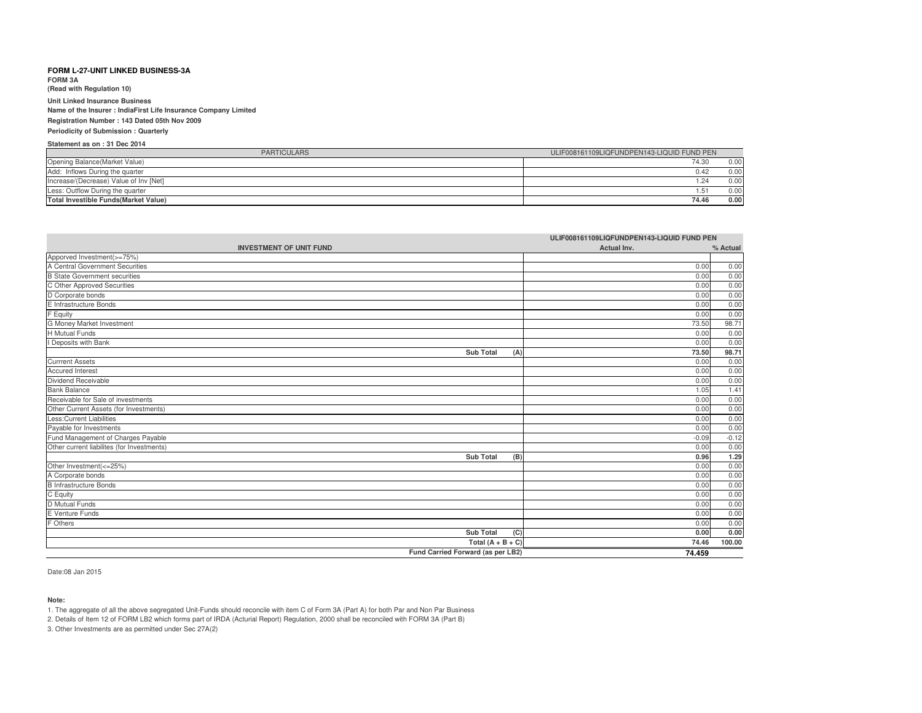**FORM L-27-UNIT LINKED BUSINESS-3A**

**FORM 3A**

**(Read with Regulation 10)**

**Unit Linked Insurance Business**

**Name of the Insurer : IndiaFirst Life Insurance Company Limited**

**Registration Number : 143 Dated 05th Nov 2009**

**Periodicity of Submission : Quarterly**

**Statement as on : 31 Dec 2014**

| PARTICULARS | ULIF008161109LIQFUNDPEN143-LIQUID FUND PEN | |
|---|---|---|
| Opening Balance(Market Value) | 74.30 | 0.00 |
| Add: Inflows During the quarter | 0.42 | 0.00 |
| Increase/(Decrease) Value of Inv [Net] | 1.24 | 0.00 |
| Less: Outflow During the quarter | 1.51 | 0.00 |
| **Total Investible Funds(Market Value)** | **74.46** | **0.00** |

| | ULIF008161109LIQFUNDPEN143-LIQUID FUND PEN | |
|---|---|---|
| **INVESTMENT OF UNIT FUND** | **Actual Inv.** | **% Actual** |
| Apporved Investment(>=75%) | | |
| A Central Government Securities | 0.00 | 0.00 |
| B State Government securities | 0.00 | 0.00 |
| C Other Approved Securities | 0.00 | 0.00 |
| D Corporate bonds | 0.00 | 0.00 |
| E Infrastructure Bonds | 0.00 | 0.00 |
| F Equity | 0.00 | 0.00 |
| G Money Market Investment | 73.50 | 98.71 |
| H Mutual Funds | 0.00 | 0.00 |
| I Deposits with Bank | 0.00 | 0.00 |
| **Sub Total (A)** | **73.50** | **98.71** |
| Currrent Assets | 0.00 | 0.00 |
| Accured Interest | 0.00 | 0.00 |
| Dividend Receivable | 0.00 | 0.00 |
| Bank Balance | 1.05 | 1.41 |
| Receivable for Sale of investments | 0.00 | 0.00 |
| Other Current Assets (for Investments) | 0.00 | 0.00 |
| Less:Current Liabilities | 0.00 | 0.00 |
| Payable for Investments | 0.00 | 0.00 |
| Fund Management of Charges Payable | -0.09 | -0.12 |
| Other current liabilites (for Investments) | 0.00 | 0.00 |
| **Sub Total (B)** | **0.96** | **1.29** |
| Other Investment(<=25%) | 0.00 | 0.00 |
| A Corporate bonds | 0.00 | 0.00 |
| B Infrastructure Bonds | 0.00 | 0.00 |
| C Equity | 0.00 | 0.00 |
| D Mutual Funds | 0.00 | 0.00 |
| E Venture Funds | 0.00 | 0.00 |
| F Others | 0.00 | 0.00 |
| **Sub Total (C)** | **0.00** | **0.00** |
| **Total (A + B + C)** | **74.46** | **100.00** |
| **Fund Carried Forward (as per LB2)** | **74.459** | |

Date:08 Jan 2015

**Note:**

1. The aggregate of all the above segregated Unit-Funds should reconcile with item C of Form 3A (Part A) for both Par and Non Par Business
2. Details of Item 12 of FORM LB2 which forms part of IRDA (Acturial Report) Regulation, 2000 shall be reconciled with FORM 3A (Part B)
3. Other Investments are as permitted under Sec 27A(2)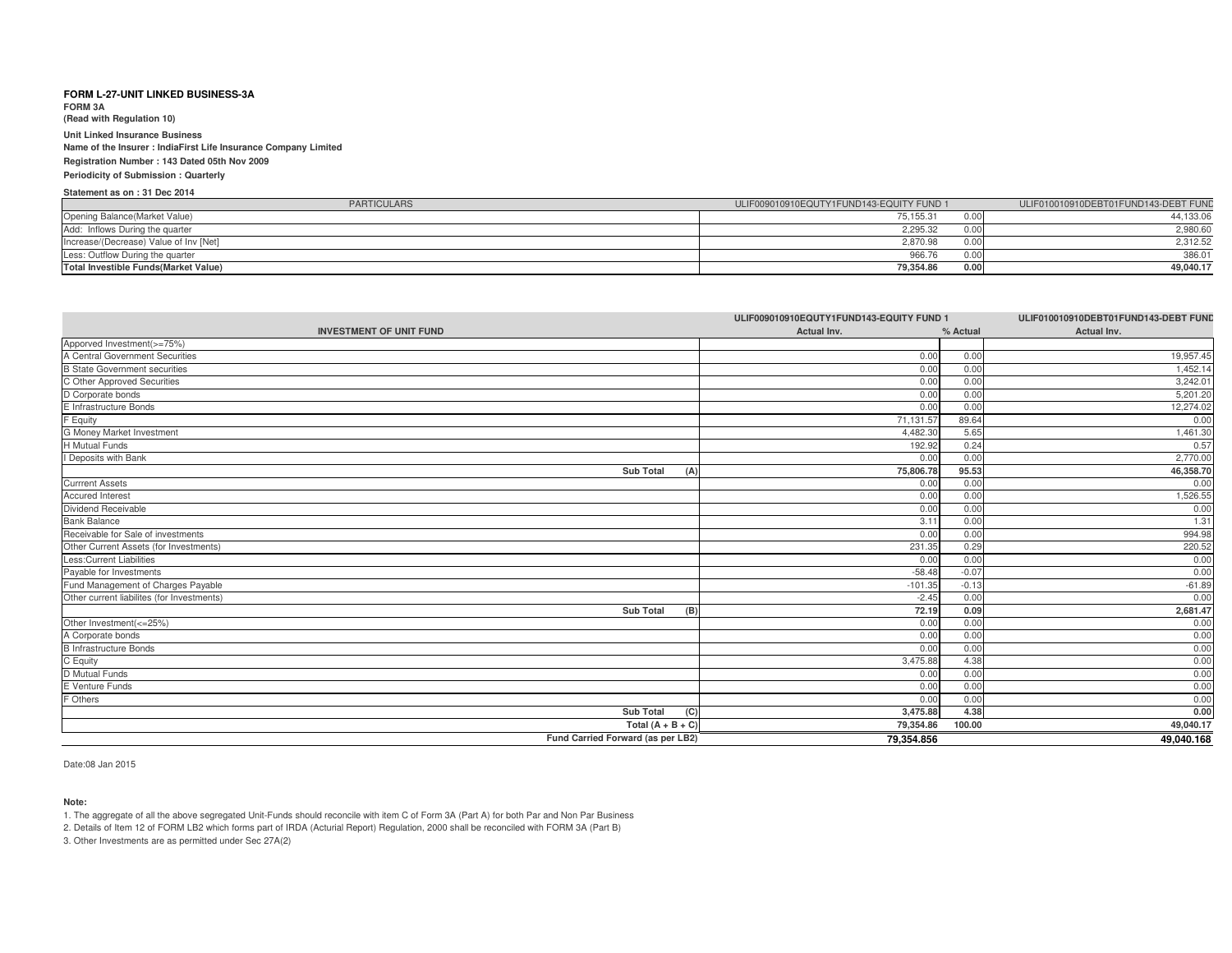**FORM L-27-UNIT LINKED BUSINESS-3A**

**FORM 3A**

**(Read with Regulation 10)**

**Unit Linked Insurance Business**

**Name of the Insurer : IndiaFirst Life Insurance Company Limited**

**Registration Number : 143 Dated 05th Nov 2009**

**Periodicity of Submission : Quarterly**

**Statement as on : 31 Dec 2014**

| PARTICULARS | ULIF009010910EQUTY1FUND143-EQUITY FUND 1 | | ULIF010010910DEBT01FUND143-DEBT FUND |
|---|---|---|---|
| Opening Balance(Market Value) | 75,155.31 | 0.00 | 44,133.06 |
| Add: Inflows During the quarter | 2,295.32 | 0.00 | 2,980.60 |
| Increase/(Decrease) Value of Inv [Net] | 2,870.98 | 0.00 | 2,312.52 |
| Less: Outflow During the quarter | 966.76 | 0.00 | 386.01 |
| **Total Investible Funds(Market Value)** | **79,354.86** | **0.00** | **49,040.17** |

| | ULIF009010910EQUTY1FUND143-EQUITY FUND 1 | | ULIF010010910DEBT01FUND143-DEBT FUND |
|---|---|---|---|
| **INVESTMENT OF UNIT FUND** | **Actual Inv.** | **% Actual** | **Actual Inv.** |
| Apporved Investment(>=75%) | | | |
| A Central Government Securities | 0.00 | 0.00 | 19,957.45 |
| B State Government securities | 0.00 | 0.00 | 1,452.14 |
| C Other Approved Securities | 0.00 | 0.00 | 3,242.01 |
| D Corporate bonds | 0.00 | 0.00 | 5,201.20 |
| E Infrastructure Bonds | 0.00 | 0.00 | 12,274.02 |
| F Equity | 71,131.57 | 89.64 | 0.00 |
| G Money Market Investment | 4,482.30 | 5.65 | 1,461.30 |
| H Mutual Funds | 192.92 | 0.24 | 0.57 |
| I Deposits with Bank | 0.00 | 0.00 | 2,770.00 |
| **Sub Total (A)** | **75,806.78** | **95.53** | **46,358.70** |
| Currrent Assets | 0.00 | 0.00 | 0.00 |
| Accured Interest | 0.00 | 0.00 | 1,526.55 |
| Dividend Receivable | 0.00 | 0.00 | 0.00 |
| Bank Balance | 3.11 | 0.00 | 1.31 |
| Receivable for Sale of investments | 0.00 | 0.00 | 994.98 |
| Other Current Assets (for Investments) | 231.35 | 0.29 | 220.52 |
| Less:Current Liabilities | 0.00 | 0.00 | 0.00 |
| Payable for Investments | -58.48 | -0.07 | 0.00 |
| Fund Management of Charges Payable | -101.35 | -0.13 | -61.89 |
| Other current liabilites (for Investments) | -2.45 | 0.00 | 0.00 |
| **Sub Total (B)** | **72.19** | **0.09** | **2,681.47** |
| Other Investment(<=25%) | 0.00 | 0.00 | 0.00 |
| A Corporate bonds | 0.00 | 0.00 | 0.00 |
| B Infrastructure Bonds | 0.00 | 0.00 | 0.00 |
| C Equity | 3,475.88 | 4.38 | 0.00 |
| D Mutual Funds | 0.00 | 0.00 | 0.00 |
| E Venture Funds | 0.00 | 0.00 | 0.00 |
| F Others | 0.00 | 0.00 | 0.00 |
| **Sub Total (C)** | **3,475.88** | **4.38** | **0.00** |
| **Total (A + B + C)** | **79,354.86** | **100.00** | **49,040.17** |
| **Fund Carried Forward (as per LB2)** | **79,354.856** | | **49,040.168** |

Date:08 Jan 2015

**Note:**

1. The aggregate of all the above segregated Unit-Funds should reconcile with item C of Form 3A (Part A) for both Par and Non Par Business
2. Details of Item 12 of FORM LB2 which forms part of IRDA (Acturial Report) Regulation, 2000 shall be reconciled with FORM 3A (Part B)
3. Other Investments are as permitted under Sec 27A(2)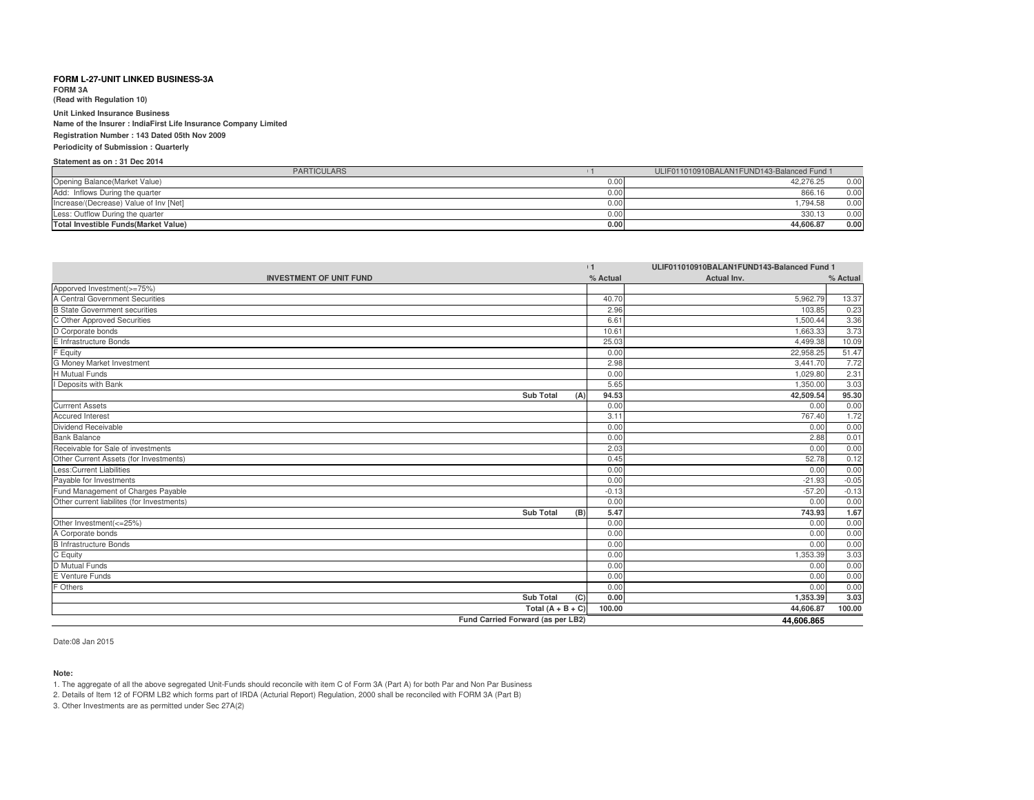**FORM L-27-UNIT LINKED BUSINESS-3A**

**FORM 3A**

**(Read with Regulation 10)**

**Unit Linked Insurance Business**

**Name of the Insurer : IndiaFirst Life Insurance Company Limited**

**Registration Number : 143 Dated 05th Nov 2009**

**Periodicity of Submission : Quarterly**

**Statement as on : 31 Dec 2014**

| PARTICULARS | 1 | ULIF011010910BALAN1FUND143-Balanced Fund 1 | |
|---|---|---|---|
| Opening Balance(Market Value) | 0.00 | 42,276.25 | 0.00 |
| Add: Inflows During the quarter | 0.00 | 866.16 | 0.00 |
| Increase/(Decrease) Value of Inv [Net] | 0.00 | 1,794.58 | 0.00 |
| Less: Outflow During the quarter | 0.00 | 330.13 | 0.00 |
| **Total Investible Funds(Market Value)** | **0.00** | **44,606.87** | **0.00** |

| | 1 | ULIF011010910BALAN1FUND143-Balanced Fund 1 | |
|---|---|---|---|
| **INVESTMENT OF UNIT FUND** | **% Actual** | **Actual Inv.** | **% Actual** |
| Apporved Investment(>=75%) | | | |
| A Central Government Securities | 40.70 | 5,962.79 | 13.37 |
| B State Government securities | 2.96 | 103.85 | 0.23 |
| C Other Approved Securities | 6.61 | 1,500.44 | 3.36 |
| D Corporate bonds | 10.61 | 1,663.33 | 3.73 |
| E Infrastructure Bonds | 25.03 | 4,499.38 | 10.09 |
| F Equity | 0.00 | 22,958.25 | 51.47 |
| G Money Market Investment | 2.98 | 3,441.70 | 7.72 |
| H Mutual Funds | 0.00 | 1,029.80 | 2.31 |
| I Deposits with Bank | 5.65 | 1,350.00 | 3.03 |
| **Sub Total (A)** | **94.53** | **42,509.54** | **95.30** |
| Currrent Assets | 0.00 | 0.00 | 0.00 |
| Accured Interest | 3.11 | 767.40 | 1.72 |
| Dividend Receivable | 0.00 | 0.00 | 0.00 |
| Bank Balance | 0.00 | 2.88 | 0.01 |
| Receivable for Sale of investments | 2.03 | 0.00 | 0.00 |
| Other Current Assets (for Investments) | 0.45 | 52.78 | 0.12 |
| Less:Current Liabilities | 0.00 | 0.00 | 0.00 |
| Payable for Investments | 0.00 | -21.93 | -0.05 |
| Fund Management of Charges Payable | -0.13 | -57.20 | -0.13 |
| Other current liabilites (for Investments) | 0.00 | 0.00 | 0.00 |
| **Sub Total (B)** | **5.47** | **743.93** | **1.67** |
| Other Investment(<=25%) | 0.00 | 0.00 | 0.00 |
| A Corporate bonds | 0.00 | 0.00 | 0.00 |
| B Infrastructure Bonds | 0.00 | 0.00 | 0.00 |
| C Equity | 0.00 | 1,353.39 | 3.03 |
| D Mutual Funds | 0.00 | 0.00 | 0.00 |
| E Venture Funds | 0.00 | 0.00 | 0.00 |
| F Others | 0.00 | 0.00 | 0.00 |
| **Sub Total (C)** | **0.00** | **1,353.39** | **3.03** |
| **Total (A + B + C)** | **100.00** | **44,606.87** | **100.00** |
| **Fund Carried Forward (as per LB2)** | | **44,606.865** | |

Date:08 Jan 2015

**Note:**

1. The aggregate of all the above segregated Unit-Funds should reconcile with item C of Form 3A (Part A) for both Par and Non Par Business
2. Details of Item 12 of FORM LB2 which forms part of IRDA (Acturial Report) Regulation, 2000 shall be reconciled with FORM 3A (Part B)
3. Other Investments are as permitted under Sec 27A(2)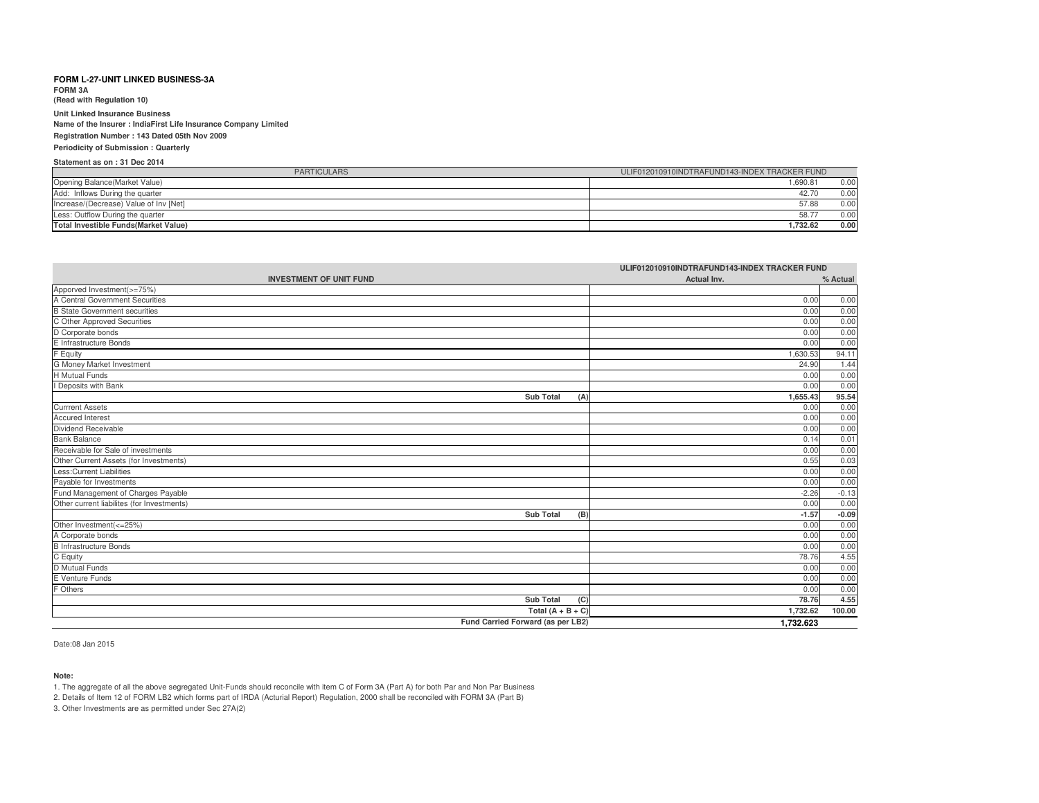**FORM L-27-UNIT LINKED BUSINESS-3A**

**FORM 3A**

**(Read with Regulation 10)**

**Unit Linked Insurance Business**

**Name of the Insurer : IndiaFirst Life Insurance Company Limited**

**Registration Number : 143 Dated 05th Nov 2009**

**Periodicity of Submission : Quarterly**

**Statement as on : 31 Dec 2014**

| PARTICULARS | ULIF012010910INDTRAFUND143-INDEX TRACKER FUND | |
|---|---|---|
| Opening Balance(Market Value) | 1,690.81 | 0.00 |
| Add: Inflows During the quarter | 42.70 | 0.00 |
| Increase/(Decrease) Value of Inv [Net] | 57.88 | 0.00 |
| Less: Outflow During the quarter | 58.77 | 0.00 |
| **Total Investible Funds(Market Value)** | **1,732.62** | **0.00** |

| | ULIF012010910INDTRAFUND143-INDEX TRACKER FUND | |
|---|---|---|
| **INVESTMENT OF UNIT FUND** | **Actual Inv.** | **% Actual** |
| Apporved Investment(>=75%) | | |
| A Central Government Securities | 0.00 | 0.00 |
| B State Government securities | 0.00 | 0.00 |
| C Other Approved Securities | 0.00 | 0.00 |
| D Corporate bonds | 0.00 | 0.00 |
| E Infrastructure Bonds | 0.00 | 0.00 |
| F Equity | 1,630.53 | 94.11 |
| G Money Market Investment | 24.90 | 1.44 |
| H Mutual Funds | 0.00 | 0.00 |
| I Deposits with Bank | 0.00 | 0.00 |
| **Sub Total (A)** | **1,655.43** | **95.54** |
| Currrent Assets | 0.00 | 0.00 |
| Accured Interest | 0.00 | 0.00 |
| Dividend Receivable | 0.00 | 0.00 |
| Bank Balance | 0.14 | 0.01 |
| Receivable for Sale of investments | 0.00 | 0.00 |
| Other Current Assets (for Investments) | 0.55 | 0.03 |
| Less:Current Liabilities | 0.00 | 0.00 |
| Payable for Investments | 0.00 | 0.00 |
| Fund Management of Charges Payable | -2.26 | -0.13 |
| Other current liabilites (for Investments) | 0.00 | 0.00 |
| **Sub Total (B)** | **-1.57** | **-0.09** |
| Other Investment(<=25%) | 0.00 | 0.00 |
| A Corporate bonds | 0.00 | 0.00 |
| B Infrastructure Bonds | 0.00 | 0.00 |
| C Equity | 78.76 | 4.55 |
| D Mutual Funds | 0.00 | 0.00 |
| E Venture Funds | 0.00 | 0.00 |
| F Others | 0.00 | 0.00 |
| **Sub Total (C)** | **78.76** | **4.55** |
| **Total (A + B + C)** | **1,732.62** | **100.00** |
| **Fund Carried Forward (as per LB2)** | **1,732.623** | |

Date:08 Jan 2015

**Note:**

1. The aggregate of all the above segregated Unit-Funds should reconcile with item C of Form 3A (Part A) for both Par and Non Par Business
2. Details of Item 12 of FORM LB2 which forms part of IRDA (Acturial Report) Regulation, 2000 shall be reconciled with FORM 3A (Part B)
3. Other Investments are as permitted under Sec 27A(2)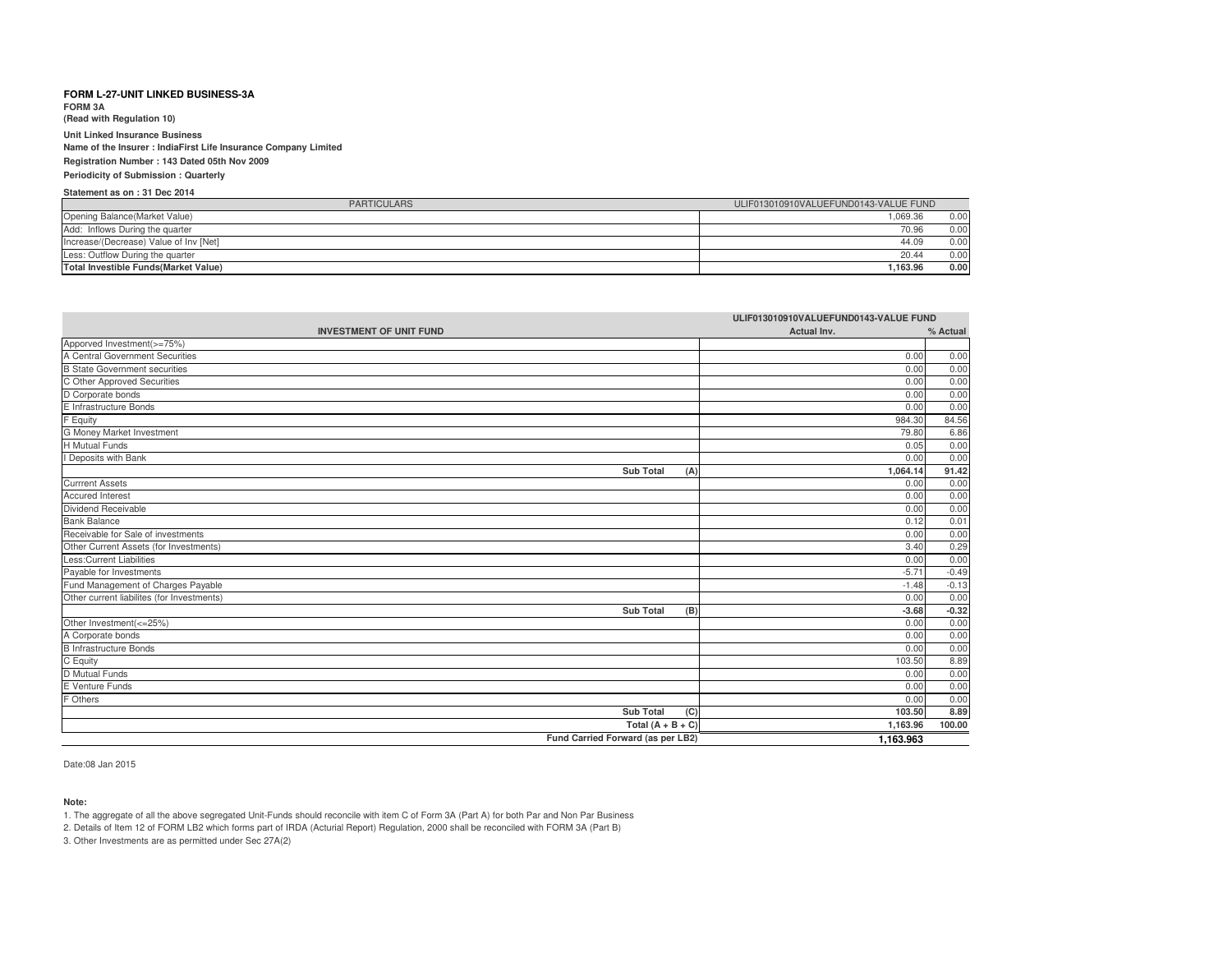**FORM L-27-UNIT LINKED BUSINESS-3A**

**FORM 3A**

**(Read with Regulation 10)**

**Unit Linked Insurance Business**

**Name of the Insurer : IndiaFirst Life Insurance Company Limited**

**Registration Number : 143 Dated 05th Nov 2009**

**Periodicity of Submission : Quarterly**

**Statement as on : 31 Dec 2014**

| PARTICULARS | ULIF013010910VALUEFUND0143-VALUE FUND | |
|---|---|---|
| Opening Balance(Market Value) | 1,069.36 | 0.00 |
| Add: Inflows During the quarter | 70.96 | 0.00 |
| Increase/(Decrease) Value of Inv [Net] | 44.09 | 0.00 |
| Less: Outflow During the quarter | 20.44 | 0.00 |
| **Total Investible Funds(Market Value)** | **1,163.96** | **0.00** |

| | ULIF013010910VALUEFUND0143-VALUE FUND | |
|---|---|---|
| **INVESTMENT OF UNIT FUND** | **Actual Inv.** | **% Actual** |
| Apporved Investment(>=75%) | | |
| A Central Government Securities | 0.00 | 0.00 |
| B State Government securities | 0.00 | 0.00 |
| C Other Approved Securities | 0.00 | 0.00 |
| D Corporate bonds | 0.00 | 0.00 |
| E Infrastructure Bonds | 0.00 | 0.00 |
| F Equity | 984.30 | 84.56 |
| G Money Market Investment | 79.80 | 6.86 |
| H Mutual Funds | 0.05 | 0.00 |
| I Deposits with Bank | 0.00 | 0.00 |
| **Sub Total (A)** | **1,064.14** | **91.42** |
| Currrent Assets | 0.00 | 0.00 |
| Accured Interest | 0.00 | 0.00 |
| Dividend Receivable | 0.00 | 0.00 |
| Bank Balance | 0.12 | 0.01 |
| Receivable for Sale of investments | 0.00 | 0.00 |
| Other Current Assets (for Investments) | 3.40 | 0.29 |
| Less:Current Liabilities | 0.00 | 0.00 |
| Payable for Investments | -5.71 | -0.49 |
| Fund Management of Charges Payable | -1.48 | -0.13 |
| Other current liabilites (for Investments) | 0.00 | 0.00 |
| **Sub Total (B)** | **-3.68** | **-0.32** |
| Other Investment(<=25%) | 0.00 | 0.00 |
| A Corporate bonds | 0.00 | 0.00 |
| B Infrastructure Bonds | 0.00 | 0.00 |
| C Equity | 103.50 | 8.89 |
| D Mutual Funds | 0.00 | 0.00 |
| E Venture Funds | 0.00 | 0.00 |
| F Others | 0.00 | 0.00 |
| **Sub Total (C)** | **103.50** | **8.89** |
| **Total (A + B + C)** | **1,163.96** | **100.00** |
| **Fund Carried Forward (as per LB2)** | **1,163.963** | |

Date:08 Jan 2015

**Note:**

1. The aggregate of all the above segregated Unit-Funds should reconcile with item C of Form 3A (Part A) for both Par and Non Par Business
2. Details of Item 12 of FORM LB2 which forms part of IRDA (Acturial Report) Regulation, 2000 shall be reconciled with FORM 3A (Part B)
3. Other Investments are as permitted under Sec 27A(2)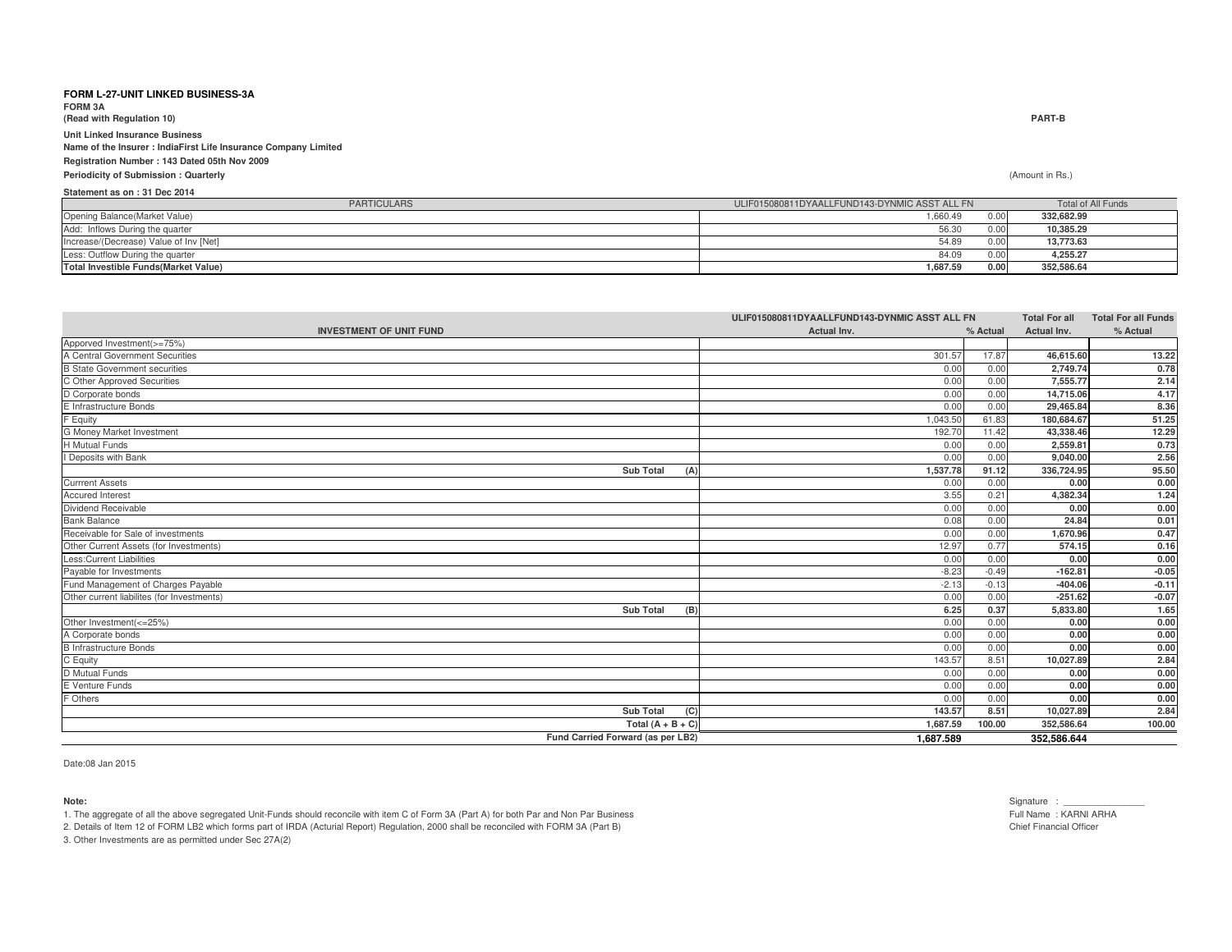**FORM L-27-UNIT LINKED BUSINESS-3A**

**FORM 3A**

**(Read with Regulation 10)**

**PART-B**

**Unit Linked Insurance Business**

**Name of the Insurer : IndiaFirst Life Insurance Company Limited**

**Registration Number : 143 Dated 05th Nov 2009**

**Periodicity of Submission : Quarterly**

(Amount in Rs.)

**Statement as on : 31 Dec 2014**

| PARTICULARS | ULIF015080811DYAALLFUND143-DYNMIC ASST ALL FN | | Total of All Funds |
|---|---|---|---|
| Opening Balance(Market Value) | 1,660.49 | 0.00 | **332,682.99** |
| Add: Inflows During the quarter | 56.30 | 0.00 | **10,385.29** |
| Increase/(Decrease) Value of Inv [Net] | 54.89 | 0.00 | **13,773.63** |
| Less: Outflow During the quarter | 84.09 | 0.00 | **4,255.27** |
| **Total Investible Funds(Market Value)** | **1,687.59** | **0.00** | **352,586.64** |

| | ULIF015080811DYAALLFUND143-DYNMIC ASST ALL FN | | Total For all | Total For all Funds |
|---|---|---|---|---|
| **INVESTMENT OF UNIT FUND** | Actual Inv. | % Actual | Actual Inv. | % Actual |
| Apporved Investment(>=75%) | | | | |
| A Central Government Securities | 301.57 | 17.87 | **46,615.60** | **13.22** |
| B State Government securities | 0.00 | 0.00 | **2,749.74** | **0.78** |
| C Other Approved Securities | 0.00 | 0.00 | **7,555.77** | **2.14** |
| D Corporate bonds | 0.00 | 0.00 | **14,715.06** | **4.17** |
| E Infrastructure Bonds | 0.00 | 0.00 | **29,465.84** | **8.36** |
| F Equity | 1,043.50 | 61.83 | **180,684.67** | **51.25** |
| G Money Market Investment | 192.70 | 11.42 | **43,338.46** | **12.29** |
| H Mutual Funds | 0.00 | 0.00 | **2,559.81** | **0.73** |
| I Deposits with Bank | 0.00 | 0.00 | **9,040.00** | **2.56** |
| **Sub Total (A)** | **1,537.78** | **91.12** | **336,724.95** | **95.50** |
| Currrent Assets | 0.00 | 0.00 | **0.00** | **0.00** |
| Accured Interest | 3.55 | 0.21 | **4,382.34** | **1.24** |
| Dividend Receivable | 0.00 | 0.00 | **0.00** | **0.00** |
| Bank Balance | 0.08 | 0.00 | **24.84** | **0.01** |
| Receivable for Sale of investments | 0.00 | 0.00 | **1,670.96** | **0.47** |
| Other Current Assets (for Investments) | 12.97 | 0.77 | **574.15** | **0.16** |
| Less:Current Liabilities | 0.00 | 0.00 | **0.00** | **0.00** |
| Payable for Investments | -8.23 | -0.49 | **-162.81** | **-0.05** |
| Fund Management of Charges Payable | -2.13 | -0.13 | **-404.06** | **-0.11** |
| Other current liabilites (for Investments) | 0.00 | 0.00 | **-251.62** | **-0.07** |
| **Sub Total (B)** | **6.25** | **0.37** | **5,833.80** | **1.65** |
| Other Investment(<=25%) | 0.00 | 0.00 | **0.00** | **0.00** |
| A Corporate bonds | 0.00 | 0.00 | **0.00** | **0.00** |
| B Infrastructure Bonds | 0.00 | 0.00 | **0.00** | **0.00** |
| C Equity | 143.57 | 8.51 | **10,027.89** | **2.84** |
| D Mutual Funds | 0.00 | 0.00 | **0.00** | **0.00** |
| E Venture Funds | 0.00 | 0.00 | **0.00** | **0.00** |
| F Others | 0.00 | 0.00 | **0.00** | **0.00** |
| **Sub Total (C)** | **143.57** | **8.51** | **10,027.89** | **2.84** |
| **Total (A + B + C)** | **1,687.59** | **100.00** | **352,586.64** | **100.00** |
| **Fund Carried Forward (as per LB2)** | **1,687.589** | | **352,586.644** | |

Date:08 Jan 2015

**Note:**

1. The aggregate of all the above segregated Unit-Funds should reconcile with item C of Form 3A (Part A) for both Par and Non Par Business
2. Details of Item 12 of FORM LB2 which forms part of IRDA (Acturial Report) Regulation, 2000 shall be reconciled with FORM 3A (Part B)
3. Other Investments are as permitted under Sec 27A(2)

Signature : ________________

Full Name : KARNI ARHA

Chief Financial Officer